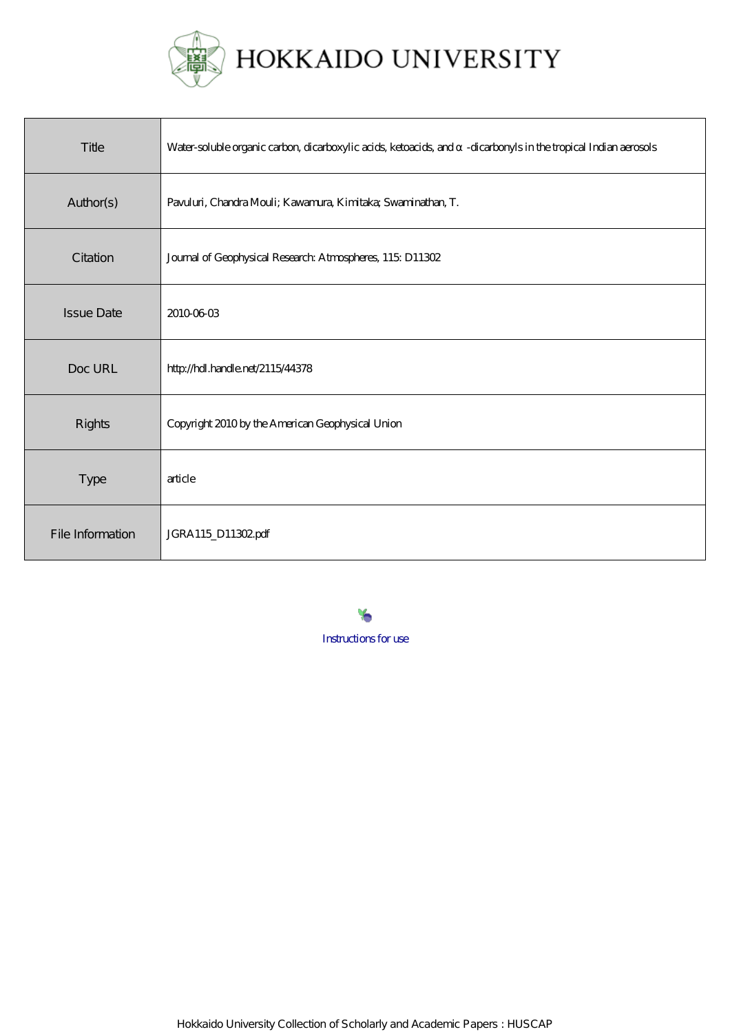# HOKKAIDO UNIVERSITY

| | |
|---|---|
| Title | Water-soluble organic carbon, dicarboxylic acids, ketoacids, and α-dicarbonyls in the tropical Indian aerosols |
| Author(s) | Pavuluri, Chandra Mouli; Kawamura, Kimitaka; Swaminathan, T. |
| Citation | Journal of Geophysical Research: Atmospheres, 115: D11302 |
| Issue Date | 2010-06-03 |
| Doc URL | http://hdl.handle.net/2115/44378 |
| Rights | Copyright 2010 by the American Geophysical Union |
| Type | article |
| File Information | JGRA115_D11302.pdf |

Instructions for use

Hokkaido University Collection of Scholarly and Academic Papers : HUSCAP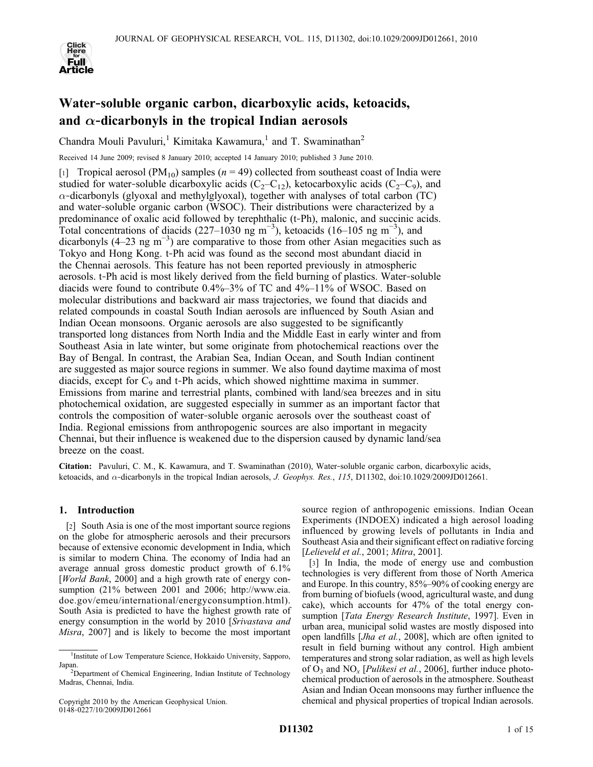# Water-soluble organic carbon, dicarboxylic acids, ketoacids, and $\alpha$-dicarbonyls in the tropical Indian aerosols

Chandra Mouli Pavuluri,[1] Kimitaka Kawamura,[1] and T. Swaminathan[2]

Received 14 June 2009; revised 8 January 2010; accepted 14 January 2010; published 3 June 2010.

[1] Tropical aerosol ($PM_{10}$) samples ($n$ = 49) collected from southeast coast of India were studied for water-soluble dicarboxylic acids ($C_2$–$C_{12}$), ketocarboxylic acids ($C_2$–$C_9$), and $\alpha$-dicarbonyls (glyoxal and methylglyoxal), together with analyses of total carbon (TC) and water-soluble organic carbon (WSOC). Their distributions were characterized by a predominance of oxalic acid followed by terephthalic (t-Ph), malonic, and succinic acids. Total concentrations of diacids (227–1030 ng $m^{-3}$), ketoacids (16–105 ng $m^{-3}$), and dicarbonyls (4–23 ng $m^{-3}$) are comparative to those from other Asian megacities such as Tokyo and Hong Kong. t-Ph acid was found as the second most abundant diacid in the Chennai aerosols. This feature has not been reported previously in atmospheric aerosols. t-Ph acid is most likely derived from the field burning of plastics. Water-soluble diacids were found to contribute 0.4%–3% of TC and 4%–11% of WSOC. Based on molecular distributions and backward air mass trajectories, we found that diacids and related compounds in coastal South Indian aerosols are influenced by South Asian and Indian Ocean monsoons. Organic aerosols are also suggested to be significantly transported long distances from North India and the Middle East in early winter and from Southeast Asia in late winter, but some originate from photochemical reactions over the Bay of Bengal. In contrast, the Arabian Sea, Indian Ocean, and South Indian continent are suggested as major source regions in summer. We also found daytime maxima of most diacids, except for $C_9$ and t-Ph acids, which showed nighttime maxima in summer. Emissions from marine and terrestrial plants, combined with land/sea breezes and in situ photochemical oxidation, are suggested especially in summer as an important factor that controls the composition of water-soluble organic aerosols over the southeast coast of India. Regional emissions from anthropogenic sources are also important in megacity Chennai, but their influence is weakened due to the dispersion caused by dynamic land/sea breeze on the coast.

**Citation:** Pavuluri, C. M., K. Kawamura, and T. Swaminathan (2010), Water-soluble organic carbon, dicarboxylic acids, ketoacids, and $\alpha$-dicarbonyls in the tropical Indian aerosols, *J. Geophys. Res.*, *115*, D11302, doi:10.1029/2009JD012661.

## 1. Introduction

[2] South Asia is one of the most important source regions on the globe for atmospheric aerosols and their precursors because of extensive economic development in India, which is similar to modern China. The economy of India had an average annual gross domestic product growth of 6.1% [*World Bank*, 2000] and a high growth rate of energy consumption (21% between 2001 and 2006; http://www.eia.doe.gov/emeu/international/energyconsumption.html). South Asia is predicted to have the highest growth rate of energy consumption in the world by 2010 [*Srivastava and Misra*, 2007] and is likely to become the most important source region of anthropogenic emissions. Indian Ocean Experiments (INDOEX) indicated a high aerosol loading influenced by growing levels of pollutants in India and Southeast Asia and their significant effect on radiative forcing [*Lelieveld et al.*, 2001; *Mitra*, 2001].

[3] In India, the mode of energy use and combustion technologies is very different from those of North America and Europe. In this country, 85%–90% of cooking energy are from burning of biofuels (wood, agricultural waste, and dung cake), which accounts for 47% of the total energy consumption [*Tata Energy Research Institute*, 1997]. Even in urban area, municipal solid wastes are mostly disposed into open landfills [*Jha et al.*, 2008], which are often ignited to result in field burning without any control. High ambient temperatures and strong solar radiation, as well as high levels of $O_3$ and $NO_x$ [*Pulikesi et al.*, 2006], further induce photochemical production of aerosols in the atmosphere. Southeast Asian and Indian Ocean monsoons may further influence the chemical and physical properties of tropical Indian aerosols.

[1]Institute of Low Temperature Science, Hokkaido University, Sapporo, Japan.

[2]Department of Chemical Engineering, Indian Institute of Technology Madras, Chennai, India.

Copyright 2010 by the American Geophysical Union.
0148-0227/10/2009JD012661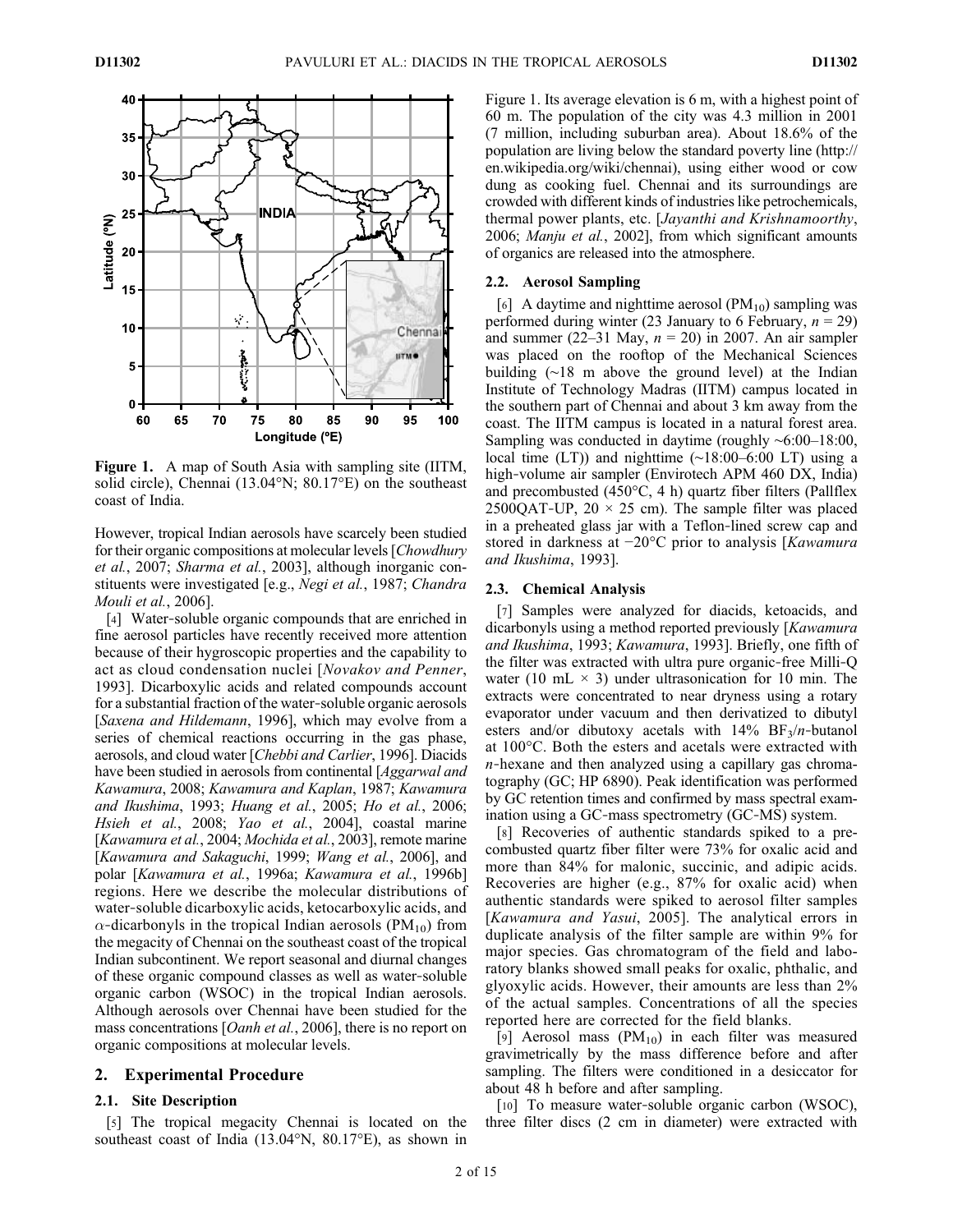Figure 1. A map of South Asia with sampling site (IITM, solid circle), Chennai (13.04°N; 80.17°E) on the southeast coast of India.

However, tropical Indian aerosols have scarcely been studied for their organic compositions at molecular levels [*Chowdhury et al.*, 2007; *Sharma et al.*, 2003], although inorganic constituents were investigated [e.g., *Negi et al.*, 1987; *Chandra Mouli et al.*, 2006].

[4] Water-soluble organic compounds that are enriched in fine aerosol particles have recently received more attention because of their hygroscopic properties and the capability to act as cloud condensation nuclei [*Novakov and Penner*, 1993]. Dicarboxylic acids and related compounds account for a substantial fraction of the water-soluble organic aerosols [*Saxena and Hildemann*, 1996], which may evolve from a series of chemical reactions occurring in the gas phase, aerosols, and cloud water [*Chebbi and Carlier*, 1996]. Diacids have been studied in aerosols from continental [*Aggarwal and Kawamura*, 2008; *Kawamura and Kaplan*, 1987; *Kawamura and Ikushima*, 1993; *Huang et al.*, 2005; *Ho et al.*, 2006; *Hsieh et al.*, 2008; *Yao et al.*, 2004], coastal marine [*Kawamura et al.*, 2004; *Mochida et al.*, 2003], remote marine [*Kawamura and Sakaguchi*, 1999; *Wang et al.*, 2006], and polar [*Kawamura et al.*, 1996a; *Kawamura et al.*, 1996b] regions. Here we describe the molecular distributions of water-soluble dicarboxylic acids, ketocarboxylic acids, and $\alpha$-dicarbonyls in the tropical Indian aerosols ($PM_{10}$) from the megacity of Chennai on the southeast coast of the tropical Indian subcontinent. We report seasonal and diurnal changes of these organic compound classes as well as water-soluble organic carbon (WSOC) in the tropical Indian aerosols. Although aerosols over Chennai have been studied for the mass concentrations [*Oanh et al.*, 2006], there is no report on organic compositions at molecular levels.

## 2. Experimental Procedure

### 2.1. Site Description

[5] The tropical megacity Chennai is located on the southeast coast of India (13.04°N, 80.17°E), as shown in Figure 1. Its average elevation is 6 m, with a highest point of 60 m. The population of the city was 4.3 million in 2001 (7 million, including suburban area). About 18.6% of the population are living below the standard poverty line (http://en.wikipedia.org/wiki/chennai), using either wood or cow dung as cooking fuel. Chennai and its surroundings are crowded with different kinds of industries like petrochemicals, thermal power plants, etc. [*Jayanthi and Krishnamoorthy*, 2006; *Manju et al.*, 2002], from which significant amounts of organics are released into the atmosphere.

### 2.2. Aerosol Sampling

[6] A daytime and nighttime aerosol ($PM_{10}$) sampling was performed during winter (23 January to 6 February, $n = 29$) and summer (22–31 May, $n = 20$) in 2007. An air sampler was placed on the rooftop of the Mechanical Sciences building (~18 m above the ground level) at the Indian Institute of Technology Madras (IITM) campus located in the southern part of Chennai and about 3 km away from the coast. The IITM campus is located in a natural forest area. Sampling was conducted in daytime (roughly ~6:00–18:00, local time (LT)) and nighttime (~18:00–6:00 LT) using a high-volume air sampler (Envirotech APM 460 DX, India) and precombusted (450°C, 4 h) quartz fiber filters (Pallflex 2500QAT-UP, 20 × 25 cm). The sample filter was placed in a preheated glass jar with a Teflon-lined screw cap and stored in darkness at −20°C prior to analysis [*Kawamura and Ikushima*, 1993].

### 2.3. Chemical Analysis

[7] Samples were analyzed for diacids, ketoacids, and dicarbonyls using a method reported previously [*Kawamura and Ikushima*, 1993; *Kawamura*, 1993]. Briefly, one fifth of the filter was extracted with ultra pure organic-free Milli-Q water (10 mL × 3) under ultrasonication for 10 min. The extracts were concentrated to near dryness using a rotary evaporator under vacuum and then derivatized to dibutyl esters and/or dibutoxy acetals with 14% $BF_3$/*n*-butanol at 100°C. Both the esters and acetals were extracted with *n*-hexane and then analyzed using a capillary gas chromatography (GC; HP 6890). Peak identification was performed by GC retention times and confirmed by mass spectral examination using a GC-mass spectrometry (GC-MS) system.

[8] Recoveries of authentic standards spiked to a precombusted quartz fiber filter were 73% for oxalic acid and more than 84% for malonic, succinic, and adipic acids. Recoveries are higher (e.g., 87% for oxalic acid) when authentic standards were spiked to aerosol filter samples [*Kawamura and Yasui*, 2005]. The analytical errors in duplicate analysis of the filter sample are within 9% for major species. Gas chromatogram of the field and laboratory blanks showed small peaks for oxalic, phthalic, and glyoxylic acids. However, their amounts are less than 2% of the actual samples. Concentrations of all the species reported here are corrected for the field blanks.

[9] Aerosol mass ($PM_{10}$) in each filter was measured gravimetrically by the mass difference before and after sampling. The filters were conditioned in a desiccator for about 48 h before and after sampling.

[10] To measure water-soluble organic carbon (WSOC), three filter discs (2 cm in diameter) were extracted with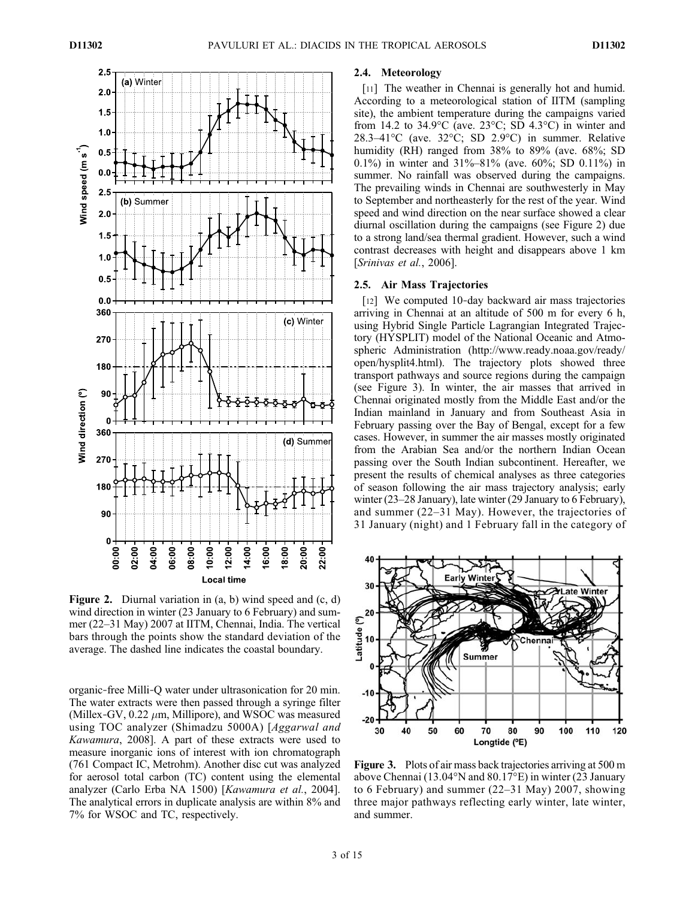organic-free Milli-Q water under ultrasonication for 20 min. The water extracts were then passed through a syringe filter (Millex-GV, 0.22 $\mu$m, Millipore), and WSOC was measured using TOC analyzer (Shimadzu 5000A) [*Aggarwal and Kawamura*, 2008]. A part of these extracts were used to measure inorganic ions of interest with ion chromatograph (761 Compact IC, Metrohm). Another disc cut was analyzed for aerosol total carbon (TC) content using the elemental analyzer (Carlo Erba NA 1500) [*Kawamura et al.*, 2004]. The analytical errors in duplicate analysis are within 8% and 7% for WSOC and TC, respectively.

**Figure 2.** Diurnal variation in (a, b) wind speed and (c, d) wind direction in winter (23 January to 6 February) and summer (22–31 May) 2007 at IITM, Chennai, India. The vertical bars through the points show the standard deviation of the average. The dashed line indicates the coastal boundary.

### 2.4. Meteorology

[11] The weather in Chennai is generally hot and humid. According to a meteorological station of IITM (sampling site), the ambient temperature during the campaigns varied from 14.2 to 34.9°C (ave. 23°C; SD 4.3°C) in winter and 28.3–41°C (ave. 32°C; SD 2.9°C) in summer. Relative humidity (RH) ranged from 38% to 89% (ave. 68%; SD 0.1%) in winter and 31%–81% (ave. 60%; SD 0.11%) in summer. No rainfall was observed during the campaigns. The prevailing winds in Chennai are southwesterly in May to September and northeasterly for the rest of the year. Wind speed and wind direction on the near surface showed a clear diurnal oscillation during the campaigns (see Figure 2) due to a strong land/sea thermal gradient. However, such a wind contrast decreases with height and disappears above 1 km [*Srinivas et al.*, 2006].

### 2.5. Air Mass Trajectories

[12] We computed 10-day backward air mass trajectories arriving in Chennai at an altitude of 500 m for every 6 h, using Hybrid Single Particle Lagrangian Integrated Trajectory (HYSPLIT) model of the National Oceanic and Atmospheric Administration (http://www.ready.noaa.gov/ready/open/hysplit4.html). The trajectory plots showed three transport pathways and source regions during the campaign (see Figure 3). In winter, the air masses that arrived in Chennai originated mostly from the Middle East and/or the Indian mainland in January and from Southeast Asia in February passing over the Bay of Bengal, except for a few cases. However, in summer the air masses mostly originated from the Arabian Sea and/or the northern Indian Ocean passing over the South Indian subcontinent. Hereafter, we present the results of chemical analyses as three categories of season following the air mass trajectory analysis; early winter (23–28 January), late winter (29 January to 6 February), and summer (22–31 May). However, the trajectories of 31 January (night) and 1 February fall in the category of

**Figure 3.** Plots of air mass back trajectories arriving at 500 m above Chennai (13.04°N and 80.17°E) in winter (23 January to 6 February) and summer (22–31 May) 2007, showing three major pathways reflecting early winter, late winter, and summer.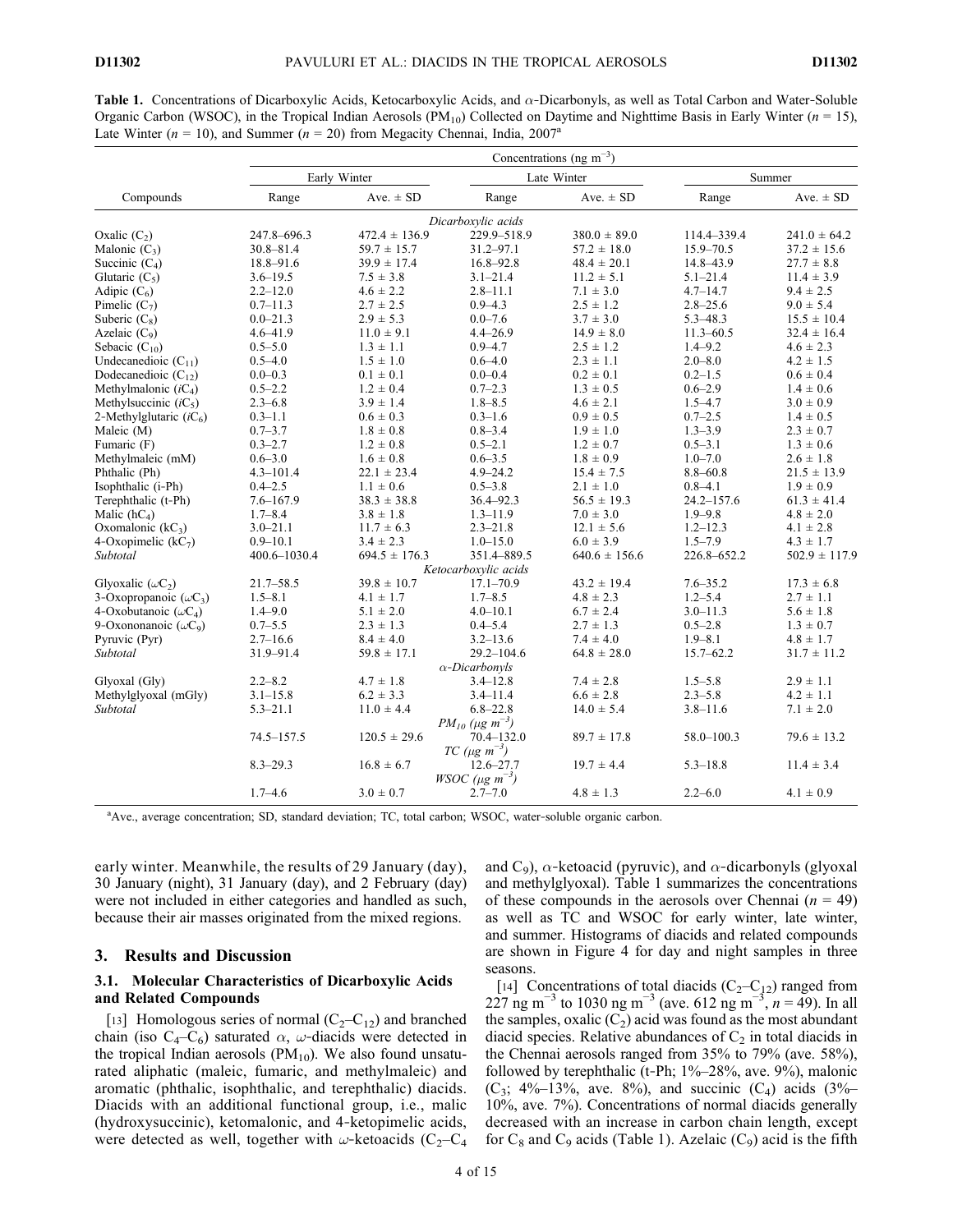**Table 1.** Concentrations of Dicarboxylic Acids, Ketocarboxylic Acids, and α-Dicarbonyls, as well as Total Carbon and Water-Soluble Organic Carbon (WSOC), in the Tropical Indian Aerosols ($PM_{10}$) Collected on Daytime and Nighttime Basis in Early Winter ($n$ = 15), Late Winter ($n$ = 10), and Summer ($n$ = 20) from Megacity Chennai, India, 2007[a]

| Compounds | Concentrations (ng m$^{-3}$) | | | | | |
|---|---|---|---|---|---|---|
| | Early Winter | | Late Winter | | Summer | |
| | Range | Ave. ± SD | Range | Ave. ± SD | Range | Ave. ± SD |
| *Dicarboxylic acids* | | | | | | |
| Oxalic ($C_2$) | 247.8–696.3 | 472.4 ± 136.9 | 229.9–518.9 | 380.0 ± 89.0 | 114.4–339.4 | 241.0 ± 64.2 |
| Malonic ($C_3$) | 30.8–81.4 | 59.7 ± 15.7 | 31.2–97.1 | 57.2 ± 18.0 | 15.9–70.5 | 37.2 ± 15.6 |
| Succinic ($C_4$) | 18.8–91.6 | 39.9 ± 17.4 | 16.8–92.8 | 48.4 ± 20.1 | 14.8–43.9 | 27.7 ± 8.8 |
| Glutaric ($C_5$) | 3.6–19.5 | 7.5 ± 3.8 | 3.1–21.4 | 11.2 ± 5.1 | 5.1–21.4 | 11.4 ± 3.9 |
| Adipic ($C_6$) | 2.2–12.0 | 4.6 ± 2.2 | 2.8–11.1 | 7.1 ± 3.0 | 4.7–14.7 | 9.4 ± 2.5 |
| Pimelic ($C_7$) | 0.7–11.3 | 2.7 ± 2.5 | 0.9–4.3 | 2.5 ± 1.2 | 2.8–25.6 | 9.0 ± 5.4 |
| Suberic ($C_8$) | 0.0–21.3 | 2.9 ± 5.3 | 0.0–7.6 | 3.7 ± 3.0 | 5.3–48.3 | 15.5 ± 10.4 |
| Azelaic ($C_9$) | 4.6–41.9 | 11.0 ± 9.1 | 4.4–26.9 | 14.9 ± 8.0 | 11.3–60.5 | 32.4 ± 16.4 |
| Sebacic ($C_{10}$) | 0.5–5.0 | 1.3 ± 1.1 | 0.9–4.7 | 2.5 ± 1.2 | 1.4–9.2 | 4.6 ± 2.3 |
| Undecanedioic ($C_{11}$) | 0.5–4.0 | 1.5 ± 1.0 | 0.6–4.0 | 2.3 ± 1.1 | 2.0–8.0 | 4.2 ± 1.5 |
| Dodecanedioic ($C_{12}$) | 0.0–0.3 | 0.1 ± 0.1 | 0.0–0.4 | 0.2 ± 0.1 | 0.2–1.5 | 0.6 ± 0.4 |
| Methylmalonic ($iC_4$) | 0.5–2.2 | 1.2 ± 0.4 | 0.7–2.3 | 1.3 ± 0.5 | 0.6–2.9 | 1.4 ± 0.6 |
| Methylsuccinic ($iC_5$) | 2.3–6.8 | 3.9 ± 1.4 | 1.8–8.5 | 4.6 ± 2.1 | 1.5–4.7 | 3.0 ± 0.9 |
| 2-Methylglutaric ($iC_6$) | 0.3–1.1 | 0.6 ± 0.3 | 0.3–1.6 | 0.9 ± 0.5 | 0.7–2.5 | 1.4 ± 0.5 |
| Maleic (M) | 0.7–3.7 | 1.8 ± 0.8 | 0.8–3.4 | 1.9 ± 1.0 | 1.3–3.9 | 2.3 ± 0.7 |
| Fumaric (F) | 0.3–2.7 | 1.2 ± 0.8 | 0.5–2.1 | 1.2 ± 0.7 | 0.5–3.1 | 1.3 ± 0.6 |
| Methylmaleic (mM) | 0.6–3.0 | 1.6 ± 0.8 | 0.6–3.5 | 1.8 ± 0.9 | 1.0–7.0 | 2.6 ± 1.8 |
| Phthalic (Ph) | 4.3–101.4 | 22.1 ± 23.4 | 4.9–24.2 | 15.4 ± 7.5 | 8.8–60.8 | 21.5 ± 13.9 |
| Isophthalic (i-Ph) | 0.4–2.5 | 1.1 ± 0.6 | 0.5–3.8 | 2.1 ± 1.0 | 0.8–4.1 | 1.9 ± 0.9 |
| Terephthalic (t-Ph) | 7.6–167.9 | 38.3 ± 38.8 | 36.4–92.3 | 56.5 ± 19.3 | 24.2–157.6 | 61.3 ± 41.4 |
| Malic ($hC_4$) | 1.7–8.4 | 3.8 ± 1.8 | 1.3–11.9 | 7.0 ± 3.0 | 1.9–9.8 | 4.8 ± 2.0 |
| Oxomalonic ($kC_3$) | 3.0–21.1 | 11.7 ± 6.3 | 2.3–21.8 | 12.1 ± 5.6 | 1.2–12.3 | 4.1 ± 2.8 |
| 4-Oxopimelic ($kC_7$) | 0.9–10.1 | 3.4 ± 2.3 | 1.0–15.0 | 6.0 ± 3.9 | 1.5–7.9 | 4.3 ± 1.7 |
| *Subtotal* | 400.6–1030.4 | 694.5 ± 176.3 | 351.4–889.5 | 640.6 ± 156.6 | 226.8–652.2 | 502.9 ± 117.9 |
| *Ketocarboxylic acids* | | | | | | |
| Glyoxalic ($\omega C_2$) | 21.7–58.5 | 39.8 ± 10.7 | 17.1–70.9 | 43.2 ± 19.4 | 7.6–35.2 | 17.3 ± 6.8 |
| 3-Oxopropanoic ($\omega C_3$) | 1.5–8.1 | 4.1 ± 1.7 | 1.7–8.5 | 4.8 ± 2.3 | 1.2–5.4 | 2.7 ± 1.1 |
| 4-Oxobutanoic ($\omega C_4$) | 1.4–9.0 | 5.1 ± 2.0 | 4.0–10.1 | 6.7 ± 2.4 | 3.0–11.3 | 5.6 ± 1.8 |
| 9-Oxononanoic ($\omega C_9$) | 0.7–5.5 | 2.3 ± 1.3 | 0.4–5.4 | 2.7 ± 1.3 | 0.5–2.8 | 1.3 ± 0.7 |
| Pyruvic (Pyr) | 2.7–16.6 | 8.4 ± 4.0 | 3.2–13.6 | 7.4 ± 4.0 | 1.9–8.1 | 4.8 ± 1.7 |
| *Subtotal* | 31.9–91.4 | 59.8 ± 17.1 | 29.2–104.6 | 64.8 ± 28.0 | 15.7–62.2 | 31.7 ± 11.2 |
| *α-Dicarbonyls* | | | | | | |
| Glyoxal (Gly) | 2.2–8.2 | 4.7 ± 1.8 | 3.4–12.8 | 7.4 ± 2.8 | 1.5–5.8 | 2.9 ± 1.1 |
| Methylglyoxal (mGly) | 3.1–15.8 | 6.2 ± 3.3 | 3.4–11.4 | 6.6 ± 2.8 | 2.3–5.8 | 4.2 ± 1.1 |
| *Subtotal* | 5.3–21.1 | 11.0 ± 4.4 | 6.8–22.8 | 14.0 ± 5.4 | 3.8–11.6 | 7.1 ± 2.0 |
| *$PM_{10}$ (μg m$^{-3}$)* | | | | | | |
| | 74.5–157.5 | 120.5 ± 29.6 | 70.4–132.0 | 89.7 ± 17.8 | 58.0–100.3 | 79.6 ± 13.2 |
| *TC (μg m$^{-3}$)* | | | | | | |
| | 8.3–29.3 | 16.8 ± 6.7 | 12.6–27.7 | 19.7 ± 4.4 | 5.3–18.8 | 11.4 ± 3.4 |
| *WSOC (μg m$^{-3}$)* | | | | | | |
| | 1.7–4.6 | 3.0 ± 0.7 | 2.7–7.0 | 4.8 ± 1.3 | 2.2–6.0 | 4.1 ± 0.9 |

[a]Ave., average concentration; SD, standard deviation; TC, total carbon; WSOC, water-soluble organic carbon.

early winter. Meanwhile, the results of 29 January (day), 30 January (night), 31 January (day), and 2 February (day) were not included in either categories and handled as such, because their air masses originated from the mixed regions.

## 3. Results and Discussion

### 3.1. Molecular Characteristics of Dicarboxylic Acids and Related Compounds

[13] Homologous series of normal ($C_2$–$C_{12}$) and branched chain (iso $C_4$–$C_6$) saturated α, ω-diacids were detected in the tropical Indian aerosols ($PM_{10}$). We also found unsaturated aliphatic (maleic, fumaric, and methylmaleic) and aromatic (phthalic, isophthalic, and terephthalic) diacids. Diacids with an additional functional group, i.e., malic (hydroxysuccinic), ketomalonic, and 4-ketopimelic acids, were detected as well, together with ω-ketoacids ($C_2$–$C_4$ and $C_9$), α-ketoacid (pyruvic), and α-dicarbonyls (glyoxal and methylglyoxal). Table 1 summarizes the concentrations of these compounds in the aerosols over Chennai ($n$ = 49) as well as TC and WSOC for early winter, late winter, and summer. Histograms of diacids and related compounds are shown in Figure 4 for day and night samples in three seasons.

[14] Concentrations of total diacids ($C_2$–$C_{12}$) ranged from 227 ng m$^{-3}$ to 1030 ng m$^{-3}$ (ave. 612 ng m$^{-3}$, $n$ = 49). In all the samples, oxalic ($C_2$) acid was found as the most abundant diacid species. Relative abundances of $C_2$ in total diacids in the Chennai aerosols ranged from 35% to 79% (ave. 58%), followed by terephthalic (t-Ph; 1%–28%, ave. 9%), malonic ($C_3$; 4%–13%, ave. 8%), and succinic ($C_4$) acids (3%–10%, ave. 7%). Concentrations of normal diacids generally decreased with an increase in carbon chain length, except for $C_8$ and $C_9$ acids (Table 1). Azelaic ($C_9$) acid is the fifth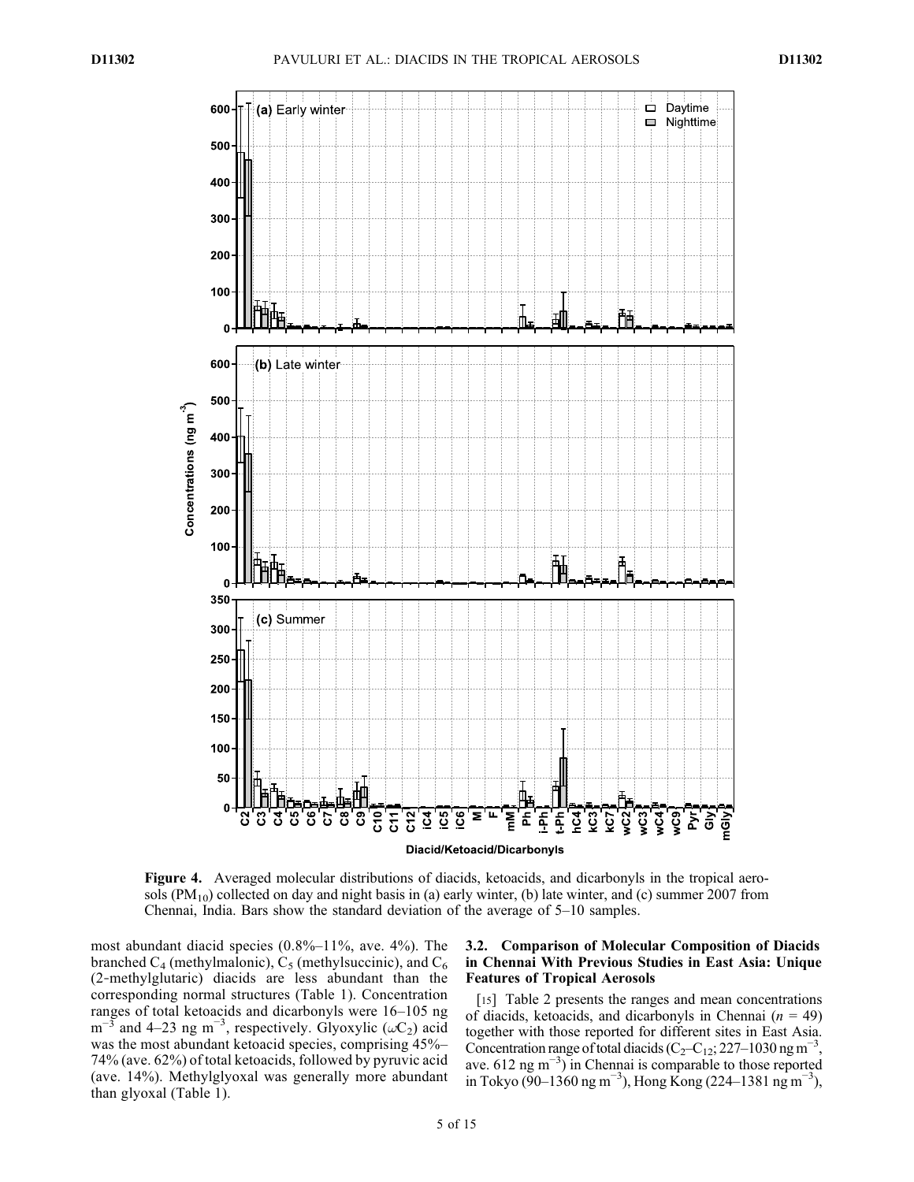Figure 4. Averaged molecular distributions of diacids, ketoacids, and dicarbonyls in the tropical aerosols ($PM_{10}$) collected on day and night basis in (a) early winter, (b) late winter, and (c) summer 2007 from Chennai, India. Bars show the standard deviation of the average of 5–10 samples.

most abundant diacid species (0.8%–11%, ave. 4%). The branched $C_4$ (methylmalonic), $C_5$ (methylsuccinic), and $C_6$ (2-methylglutaric) diacids are less abundant than the corresponding normal structures (Table 1). Concentration ranges of total ketoacids and dicarbonyls were 16–105 ng $m^{-3}$ and 4–23 ng $m^{-3}$, respectively. Glyoxylic ($\omega C_2$) acid was the most abundant ketoacid species, comprising 45%–74% (ave. 62%) of total ketoacids, followed by pyruvic acid (ave. 14%). Methylglyoxal was generally more abundant than glyoxal (Table 1).

### 3.2. Comparison of Molecular Composition of Diacids in Chennai With Previous Studies in East Asia: Unique Features of Tropical Aerosols

[15] Table 2 presents the ranges and mean concentrations of diacids, ketoacids, and dicarbonyls in Chennai ($n$ = 49) together with those reported for different sites in East Asia. Concentration range of total diacids ($C_2$–$C_{12}$; 227–1030 ng $m^{-3}$, ave. 612 ng $m^{-3}$) in Chennai is comparable to those reported in Tokyo (90–1360 ng $m^{-3}$), Hong Kong (224–1381 ng $m^{-3}$),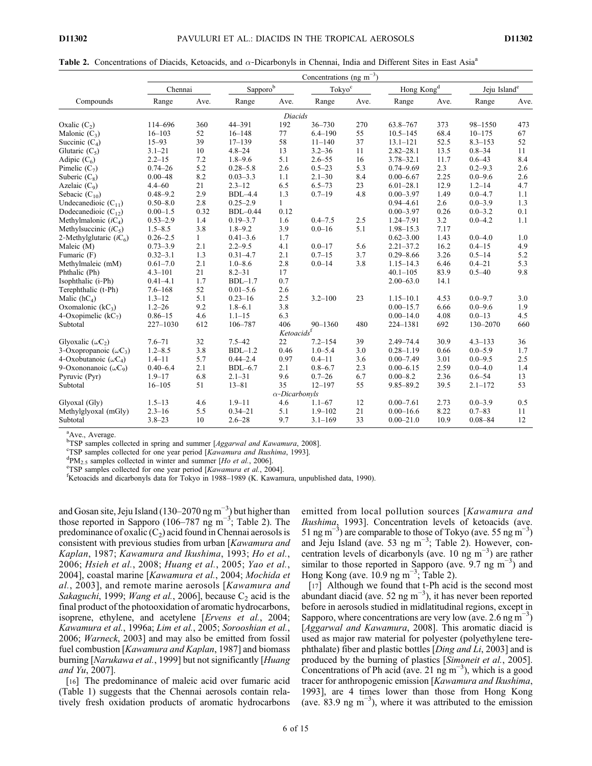**Table 2.** Concentrations of Diacids, Ketoacids, and α-Dicarbonyls in Chennai, India and Different Sites in East Asia[a]

| Compounds | Chennai | | Sapporo[b] | | Tokyo[c] | | Hong Kong[d] | | Jeju Island[e] | |
|---|---|---|---|---|---|---|---|---|---|---|
| | Range | Ave. | Range | Ave. | Range | Ave. | Range | Ave. | Range | Ave. |
| *Diacids* | | | | | | | | | | |
| Oxalic ($C_2$) | 114–696 | 360 | 44–391 | 192 | 36–730 | 270 | 63.8–767 | 373 | 98–1550 | 473 |
| Malonic ($C_3$) | 16–103 | 52 | 16–148 | 77 | 6.4–190 | 55 | 10.5–145 | 68.4 | 10–175 | 67 |
| Succinic ($C_4$) | 15–93 | 39 | 17–139 | 58 | 11–140 | 37 | 13.1–121 | 52.5 | 8.3–153 | 52 |
| Glutaric ($C_5$) | 3.1–21 | 10 | 4.8–24 | 13 | 3.2–36 | 11 | 2.82–28.1 | 13.5 | 0.8–34 | 11 |
| Adipic ($C_6$) | 2.2–15 | 7.2 | 1.8–9.6 | 5.1 | 2.6–55 | 16 | 3.78–32.1 | 11.7 | 0.6–43 | 8.4 |
| Pimelic ($C_7$) | 0.74–26 | 5.2 | 0.28–5.8 | 2.6 | 0.5–23 | 5.3 | 0.74–9.69 | 2.3 | 0.2–9.3 | 2.6 |
| Suberic ($C_8$) | 0.00–48 | 8.2 | 0.03–3.3 | 1.1 | 2.1–30 | 8.4 | 0.00–6.67 | 2.25 | 0.0–9.6 | 2.6 |
| Azelaic ($C_9$) | 4.4–60 | 21 | 2.3–12 | 6.5 | 6.5–73 | 23 | 6.01–28.1 | 12.9 | 1.2–14 | 4.7 |
| Sebacic ($C_{10}$) | 0.48–9.2 | 2.9 | BDL–4.4 | 1.3 | 0.7–19 | 4.8 | 0.00–3.97 | 1.49 | 0.0–4.7 | 1.1 |
| Undecanedioic ($C_{11}$) | 0.50–8.0 | 2.8 | 0.25–2.9 | 1 | | | 0.94–4.61 | 2.6 | 0.0–3.9 | 1.3 |
| Dodecanedioic ($C_{12}$) | 0.00–1.5 | 0.32 | BDL–0.44 | 0.12 | | | 0.00–3.97 | 0.26 | 0.0–3.2 | 0.1 |
| Methylmalonic ($iC_4$) | 0.53–2.9 | 1.4 | 0.19–3.7 | 1.6 | 0.4–7.5 | 2.5 | 1.24–7.91 | 3.2 | 0.0–4.2 | 1.1 |
| Methylsuccinic ($iC_5$) | 1.5–8.5 | 3.8 | 1.8–9.2 | 3.9 | 0.0–16 | 5.1 | 1.98–15.3 | 7.17 | | |
| 2-Methylglutaric ($iC_6$) | 0.26–2.5 | 1 | 0.41–3.6 | 1.7 | | | 0.62–3.00 | 1.43 | 0.0–4.0 | 1.0 |
| Maleic (M) | 0.73–3.9 | 2.1 | 2.2–9.5 | 4.1 | 0.0–17 | 5.6 | 2.21–37.2 | 16.2 | 0.4–15 | 4.9 |
| Fumaric (F) | 0.32–3.1 | 1.3 | 0.31–4.7 | 2.1 | 0.7–15 | 3.7 | 0.29–8.66 | 3.26 | 0.5–14 | 5.2 |
| Methylmaleic (mM) | 0.61–7.0 | 2.1 | 1.0–8.6 | 2.8 | 0.0–14 | 3.8 | 1.15–14.3 | 6.46 | 0.4–21 | 5.3 |
| Phthalic (Ph) | 4.3–101 | 21 | 8.2–31 | 17 | | | 40.1–105 | 83.9 | 0.5–40 | 9.8 |
| Isophthalic (i-Ph) | 0.41–4.1 | 1.7 | BDL–1.7 | 0.7 | | | 2.00–63.0 | 14.1 | | |
| Terephthalic (t-Ph) | 7.6–168 | 52 | 0.01–5.6 | 2.6 | | | | | | |
| Malic ($hC_4$) | 1.3–12 | 5.1 | 0.23–16 | 2.5 | 3.2–100 | 23 | 1.15–10.1 | 4.53 | 0.0–9.7 | 3.0 |
| Oxomalonic ($kC_3$) | 1.2–26 | 9.2 | 1.8–6.1 | 3.8 | | | 0.00–15.7 | 6.66 | 0.0–9.6 | 1.9 |
| 4-Oxopimelic ($kC_7$) | 0.86–15 | 4.6 | 1.1–15 | 6.3 | | | 0.00–14.0 | 4.08 | 0.0–13 | 4.5 |
| Subtotal | 227–1030 | 612 | 106–787 | 406 | 90–1360 | 480 | 224–1381 | 692 | 130–2070 | 660 |
| *Ketoacids*[f] | | | | | | | | | | |
| Glyoxalic ($\omega C_2$) | 7.6–71 | 32 | 7.5–42 | 22 | 7.2–154 | 39 | 2.49–74.4 | 30.9 | 4.3–133 | 36 |
| 3-Oxopropanoic ($\omega C_3$) | 1.2–8.5 | 3.8 | BDL–1.2 | 0.46 | 1.0–5.4 | 3.0 | 0.28–1.19 | 0.66 | 0.0–5.9 | 1.7 |
| 4-Oxobutanoic ($\omega C_4$) | 1.4–11 | 5.7 | 0.44–2.4 | 0.97 | 0.4–11 | 3.6 | 0.00–7.49 | 3.01 | 0.0–9.5 | 2.5 |
| 9-Oxononanoic ($\omega C_9$) | 0.40–6.4 | 2.1 | BDL–6.7 | 2.1 | 0.8–6.7 | 2.3 | 0.00–6.15 | 2.59 | 0.0–4.0 | 1.4 |
| Pyruvic (Pyr) | 1.9–17 | 6.8 | 2.1–31 | 9.6 | 0.7–26 | 6.7 | 0.00–8.2 | 2.36 | 0.6–54 | 13 |
| Subtotal | 16–105 | 51 | 13–81 | 35 | 12–197 | 55 | 9.85–89.2 | 39.5 | 2.1–172 | 53 |
| *α-Dicarbonyls* | | | | | | | | | | |
| Glyoxal (Gly) | 1.5–13 | 4.6 | 1.9–11 | 4.6 | 1.1–67 | 12 | 0.00–7.61 | 2.73 | 0.0–3.9 | 0.5 |
| Methylglyoxal (mGly) | 2.3–16 | 5.5 | 0.34–21 | 5.1 | 1.9–102 | 21 | 0.00–16.6 | 8.22 | 0.7–83 | 11 |
| Subtotal | 3.8–23 | 10 | 2.6–28 | 9.7 | 3.1–169 | 33 | 0.00–21.0 | 10.9 | 0.08–84 | 12 |

Concentrations in ng m$^{-3}$.

[a]Ave., Average.
[b]TSP samples collected in spring and summer [*Aggarwal and Kawamura*, 2008].
[c]TSP samples collected for one year period [*Kawamura and Ikushima*, 1993].
[d]$PM_{2.5}$ samples collected in winter and summer [*Ho et al.*, 2006].
[e]TSP samples collected for one year period [*Kawamura et al.*, 2004].
[f]Ketoacids and dicarbonyls data for Tokyo in 1988–1989 (K. Kawamura, unpublished data, 1990).

and Gosan site, Jeju Island (130–2070 ng m$^{-3}$) but higher than those reported in Sapporo (106–787 ng m$^{-3}$; Table 2). The predominance of oxalic ($C_2$) acid found in Chennai aerosols is consistent with previous studies from urban [*Kawamura and Kaplan*, 1987; *Kawamura and Ikushima*, 1993; *Ho et al.*, 2006; *Hsieh et al.*, 2008; *Huang et al.*, 2005; *Yao et al.*, 2004], coastal marine [*Kawamura et al.*, 2004; *Mochida et al.*, 2003], and remote marine aerosols [*Kawamura and Sakaguchi*, 1999; *Wang et al.*, 2006], because $C_2$ acid is the final product of the photooxidation of aromatic hydrocarbons, isoprene, ethylene, and acetylene [*Ervens et al.*, 2004; *Kawamura et al.*, 1996a; *Lim et al.*, 2005; *Sorooshian et al.*, 2006; *Warneck*, 2003] and may also be emitted from fossil fuel combustion [*Kawamura and Kaplan*, 1987] and biomass burning [*Narukawa et al.*, 1999] but not significantly [*Huang and Yu*, 2007].

[16] The predominance of maleic acid over fumaric acid (Table 1) suggests that the Chennai aerosols contain relatively fresh oxidation products of aromatic hydrocarbons emitted from local pollution sources [*Kawamura and Ikushima*, 1993]. Concentration levels of ketoacids (ave. 51 ng m$^{-3}$) are comparable to those of Tokyo (ave. 55 ng m$^{-3}$) and Jeju Island (ave. 53 ng m$^{-3}$; Table 2). However, concentration levels of dicarbonyls (ave. 10 ng m$^{-3}$) are rather similar to those reported in Sapporo (ave. 9.7 ng m$^{-3}$) and Hong Kong (ave. 10.9 ng m$^{-3}$; Table 2).

[17] Although we found that t-Ph acid is the second most abundant diacid (ave. 52 ng m$^{-3}$), it has never been reported before in aerosols studied in midlatitudinal regions, except in Sapporo, where concentrations are very low (ave. 2.6 ng m$^{-3}$) [*Aggarwal and Kawamura*, 2008]. This aromatic diacid is used as major raw material for polyester (polyethylene terephthalate) fiber and plastic bottles [*Ding and Li*, 2003] and is produced by the burning of plastics [*Simoneit et al.*, 2005]. Concentrations of Ph acid (ave. 21 ng m$^{-3}$), which is a good tracer for anthropogenic emission [*Kawamura and Ikushima*, 1993], are 4 times lower than those from Hong Kong (ave. 83.9 ng m$^{-3}$), where it was attributed to the emission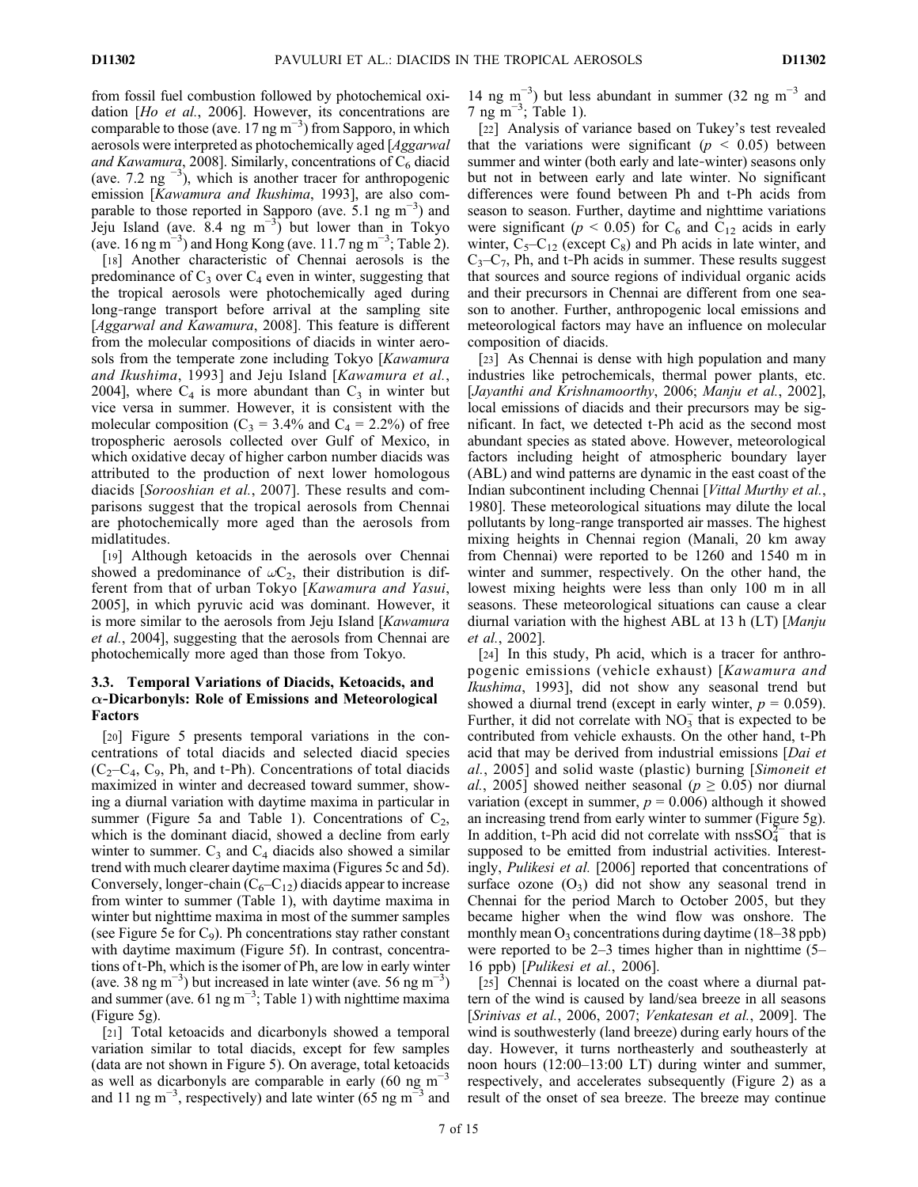from fossil fuel combustion followed by photochemical oxidation [*Ho et al.*, 2006]. However, its concentrations are comparable to those (ave. 17 ng $m^{-3}$) from Sapporo, in which aerosols were interpreted as photochemically aged [*Aggarwal and Kawamura*, 2008]. Similarly, concentrations of $C_6$ diacid (ave. 7.2 ng $^{-3}$), which is another tracer for anthropogenic emission [*Kawamura and Ikushima*, 1993], are also comparable to those reported in Sapporo (ave. 5.1 ng $m^{-3}$) and Jeju Island (ave. 8.4 ng $m^{-3}$) but lower than in Tokyo (ave. 16 ng $m^{-3}$) and Hong Kong (ave. 11.7 ng $m^{-3}$; Table 2).

[18] Another characteristic of Chennai aerosols is the predominance of $C_3$ over $C_4$ even in winter, suggesting that the tropical aerosols were photochemically aged during long-range transport before arrival at the sampling site [*Aggarwal and Kawamura*, 2008]. This feature is different from the molecular compositions of diacids in winter aerosols from the temperate zone including Tokyo [*Kawamura and Ikushima*, 1993] and Jeju Island [*Kawamura et al.*, 2004], where $C_4$ is more abundant than $C_3$ in winter but vice versa in summer. However, it is consistent with the molecular composition ($C_3$ = 3.4% and $C_4$ = 2.2%) of free tropospheric aerosols collected over Gulf of Mexico, in which oxidative decay of higher carbon number diacids was attributed to the production of next lower homologous diacids [*Sorooshian et al.*, 2007]. These results and comparisons suggest that the tropical aerosols from Chennai are photochemically more aged than the aerosols from midlatitudes.

[19] Although ketoacids in the aerosols over Chennai showed a predominance of $\omega C_2$, their distribution is different from that of urban Tokyo [*Kawamura and Yasui*, 2005], in which pyruvic acid was dominant. However, it is more similar to the aerosols from Jeju Island [*Kawamura et al.*, 2004], suggesting that the aerosols from Chennai are photochemically more aged than those from Tokyo.

### 3.3. Temporal Variations of Diacids, Ketoacids, and $\alpha$-Dicarbonyls: Role of Emissions and Meteorological Factors

[20] Figure 5 presents temporal variations in the concentrations of total diacids and selected diacid species ($C_2$–$C_4$, $C_9$, Ph, and t-Ph). Concentrations of total diacids maximized in winter and decreased toward summer, showing a diurnal variation with daytime maxima in particular in summer (Figure 5a and Table 1). Concentrations of $C_2$, which is the dominant diacid, showed a decline from early winter to summer. $C_3$ and $C_4$ diacids also showed a similar trend with much clearer daytime maxima (Figures 5c and 5d). Conversely, longer-chain ($C_6$–$C_{12}$) diacids appear to increase from winter to summer (Table 1), with daytime maxima in winter but nighttime maxima in most of the summer samples (see Figure 5e for $C_9$). Ph concentrations stay rather constant with daytime maximum (Figure 5f). In contrast, concentrations of t-Ph, which is the isomer of Ph, are low in early winter (ave. 38 ng $m^{-3}$) but increased in late winter (ave. 56 ng $m^{-3}$) and summer (ave. 61 ng $m^{-3}$; Table 1) with nighttime maxima (Figure 5g).

[21] Total ketoacids and dicarbonyls showed a temporal variation similar to total diacids, except for few samples (data are not shown in Figure 5). On average, total ketoacids as well as dicarbonyls are comparable in early (60 ng $m^{-3}$ and 11 ng $m^{-3}$, respectively) and late winter (65 ng $m^{-3}$ and 14 ng $m^{-3}$) but less abundant in summer (32 ng $m^{-3}$ and 7 ng $m^{-3}$; Table 1).

[22] Analysis of variance based on Tukey's test revealed that the variations were significant ($p$ < 0.05) between summer and winter (both early and late-winter) seasons only but not in between early and late winter. No significant differences were found between Ph and t-Ph acids from season to season. Further, daytime and nighttime variations were significant ($p$ < 0.05) for $C_6$ and $C_{12}$ acids in early winter, $C_5$–$C_{12}$ (except $C_8$) and Ph acids in late winter, and $C_3$–$C_7$, Ph, and t-Ph acids in summer. These results suggest that sources and source regions of individual organic acids and their precursors in Chennai are different from one season to another. Further, anthropogenic local emissions and meteorological factors may have an influence on molecular composition of diacids.

[23] As Chennai is dense with high population and many industries like petrochemicals, thermal power plants, etc. [*Jayanthi and Krishnamoorthy*, 2006; *Manju et al.*, 2002], local emissions of diacids and their precursors may be significant. In fact, we detected t-Ph acid as the second most abundant species as stated above. However, meteorological factors including height of atmospheric boundary layer (ABL) and wind patterns are dynamic in the east coast of the Indian subcontinent including Chennai [*Vittal Murthy et al.*, 1980]. These meteorological situations may dilute the local pollutants by long-range transported air masses. The highest mixing heights in Chennai region (Manali, 20 km away from Chennai) were reported to be 1260 and 1540 m in winter and summer, respectively. On the other hand, the lowest mixing heights were less than only 100 m in all seasons. These meteorological situations can cause a clear diurnal variation with the highest ABL at 13 h (LT) [*Manju et al.*, 2002].

[24] In this study, Ph acid, which is a tracer for anthropogenic emissions (vehicle exhaust) [*Kawamura and Ikushima*, 1993], did not show any seasonal trend but showed a diurnal trend (except in early winter, $p$ = 0.059). Further, it did not correlate with $NO_3^-$ that is expected to be contributed from vehicle exhausts. On the other hand, t-Ph acid that may be derived from industrial emissions [*Dai et al.*, 2005] and solid waste (plastic) burning [*Simoneit et al.*, 2005] showed neither seasonal ($p \geq 0.05$) nor diurnal variation (except in summer, $p$ = 0.006) although it showed an increasing trend from early winter to summer (Figure 5g). In addition, t-Ph acid did not correlate with $nssSO_4^{2-}$ that is supposed to be emitted from industrial activities. Interestingly, *Pulikesi et al.* [2006] reported that concentrations of surface ozone ($O_3$) did not show any seasonal trend in Chennai for the period March to October 2005, but they became higher when the wind flow was onshore. The monthly mean $O_3$ concentrations during daytime (18–38 ppb) were reported to be 2–3 times higher than in nighttime (5–16 ppb) [*Pulikesi et al.*, 2006].

[25] Chennai is located on the coast where a diurnal pattern of the wind is caused by land/sea breeze in all seasons [*Srinivas et al.*, 2006, 2007; *Venkatesan et al.*, 2009]. The wind is southwesterly (land breeze) during early hours of the day. However, it turns northeasterly and southeasterly at noon hours (12:00–13:00 LT) during winter and summer, respectively, and accelerates subsequently (Figure 2) as a result of the onset of sea breeze. The breeze may continue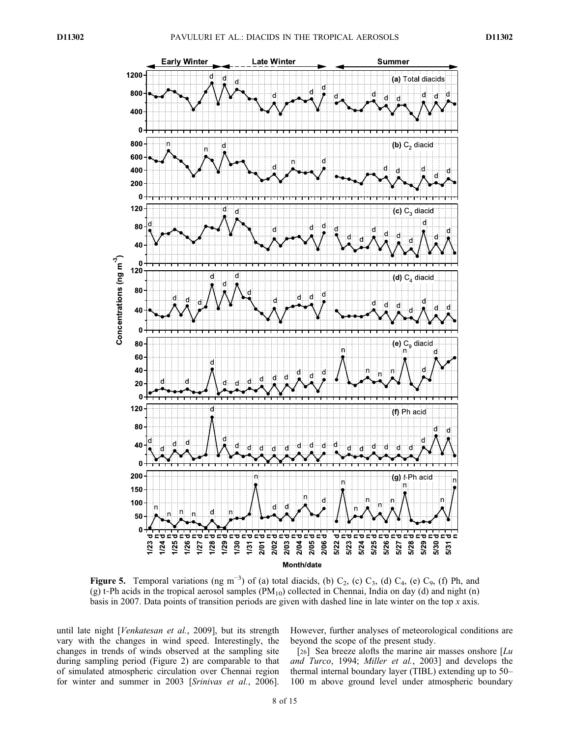**Figure 5.** Temporal variations (ng $m^{-3}$) of (a) total diacids, (b) $C_2$, (c) $C_3$, (d) $C_4$, (e) $C_9$, (f) Ph, and (g) t-Ph acids in the tropical aerosol samples ($PM_{10}$) collected in Chennai, India on day (d) and night (n) basis in 2007. Data points of transition periods are given with dashed line in late winter on the top *x* axis.

until late night [*Venkatesan et al.*, 2009], but its strength vary with the changes in wind speed. Interestingly, the changes in trends of winds observed at the sampling site during sampling period (Figure 2) are comparable to that of simulated atmospheric circulation over Chennai region for winter and summer in 2003 [*Srinivas et al.*, 2006]. However, further analyses of meteorological conditions are beyond the scope of the present study.

[26] Sea breeze alofts the marine air masses onshore [*Lu and Turco*, 1994; *Miller et al.*, 2003] and develops the thermal internal boundary layer (TIBL) extending up to 50–100 m above ground level under atmospheric boundary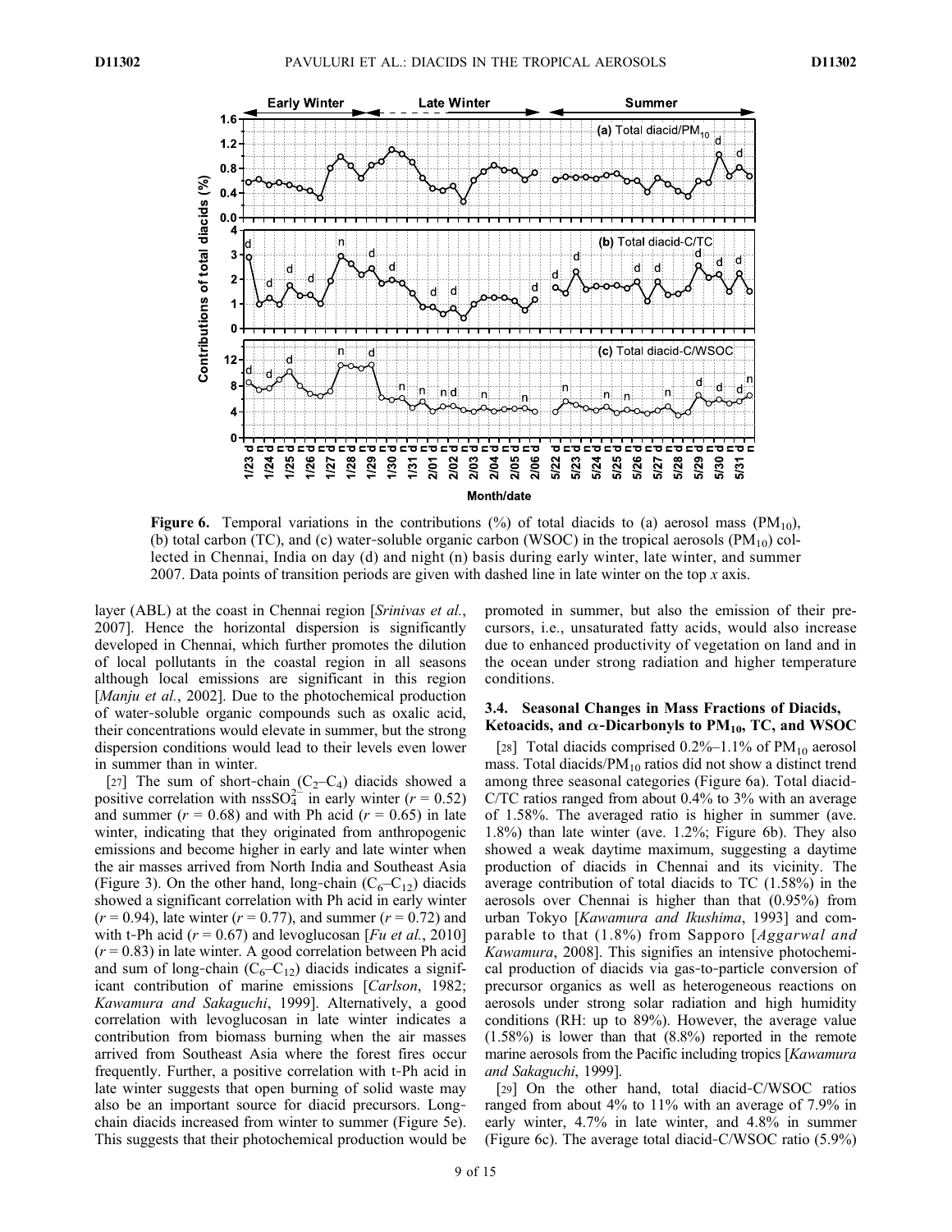**Figure 6.** Temporal variations in the contributions (%) of total diacids to (a) aerosol mass ($PM_{10}$), (b) total carbon (TC), and (c) water-soluble organic carbon (WSOC) in the tropical aerosols ($PM_{10}$) collected in Chennai, India on day (d) and night (n) basis during early winter, late winter, and summer 2007. Data points of transition periods are given with dashed line in late winter on the top *x* axis.

layer (ABL) at the coast in Chennai region [*Srinivas et al.*, 2007]. Hence the horizontal dispersion is significantly developed in Chennai, which further promotes the dilution of local pollutants in the coastal region in all seasons although local emissions are significant in this region [*Manju et al.*, 2002]. Due to the photochemical production of water-soluble organic compounds such as oxalic acid, their concentrations would elevate in summer, but the strong dispersion conditions would lead to their levels even lower in summer than in winter.

[27] The sum of short-chain ($C_2$–$C_4$) diacids showed a positive correlation with $nssSO_4^{2-}$ in early winter ($r = 0.52$) and summer ($r = 0.68$) and with Ph acid ($r = 0.65$) in late winter, indicating that they originated from anthropogenic emissions and become higher in early and late winter when the air masses arrived from North India and Southeast Asia (Figure 3). On the other hand, long-chain ($C_6$–$C_{12}$) diacids showed a significant correlation with Ph acid in early winter ($r = 0.94$), late winter ($r = 0.77$), and summer ($r = 0.72$) and with t-Ph acid ($r = 0.67$) and levoglucosan [*Fu et al.*, 2010] ($r = 0.83$) in late winter. A good correlation between Ph acid and sum of long-chain ($C_6$–$C_{12}$) diacids indicates a significant contribution of marine emissions [*Carlson*, 1982; *Kawamura and Sakaguchi*, 1999]. Alternatively, a good correlation with levoglucosan in late winter indicates a contribution from biomass burning when the air masses arrived from Southeast Asia where the forest fires occur frequently. Further, a positive correlation with t-Ph acid in late winter suggests that open burning of solid waste may also be an important source for diacid precursors. Long-chain diacids increased from winter to summer (Figure 5e). This suggests that their photochemical production would be promoted in summer, but also the emission of their precursors, i.e., unsaturated fatty acids, would also increase due to enhanced productivity of vegetation on land and in the ocean under strong radiation and higher temperature conditions.

### 3.4. Seasonal Changes in Mass Fractions of Diacids, Ketoacids, and $\alpha$-Dicarbonyls to $PM_{10}$, TC, and WSOC

[28] Total diacids comprised 0.2%–1.1% of $PM_{10}$ aerosol mass. Total diacids/$PM_{10}$ ratios did not show a distinct trend among three seasonal categories (Figure 6a). Total diacid-C/TC ratios ranged from about 0.4% to 3% with an average of 1.58%. The averaged ratio is higher in summer (ave. 1.8%) than late winter (ave. 1.2%; Figure 6b). They also showed a weak daytime maximum, suggesting a daytime production of diacids in Chennai and its vicinity. The average contribution of total diacids to TC (1.58%) in the aerosols over Chennai is higher than that (0.95%) from urban Tokyo [*Kawamura and Ikushima*, 1993] and comparable to that (1.8%) from Sapporo [*Aggarwal and Kawamura*, 2008]. This signifies an intensive photochemical production of diacids via gas-to-particle conversion of precursor organics as well as heterogeneous reactions on aerosols under strong solar radiation and high humidity conditions (RH: up to 89%). However, the average value (1.58%) is lower than that (8.8%) reported in the remote marine aerosols from the Pacific including tropics [*Kawamura and Sakaguchi*, 1999].

[29] On the other hand, total diacid-C/WSOC ratios ranged from about 4% to 11% with an average of 7.9% in early winter, 4.7% in late winter, and 4.8% in summer (Figure 6c). The average total diacid-C/WSOC ratio (5.9%)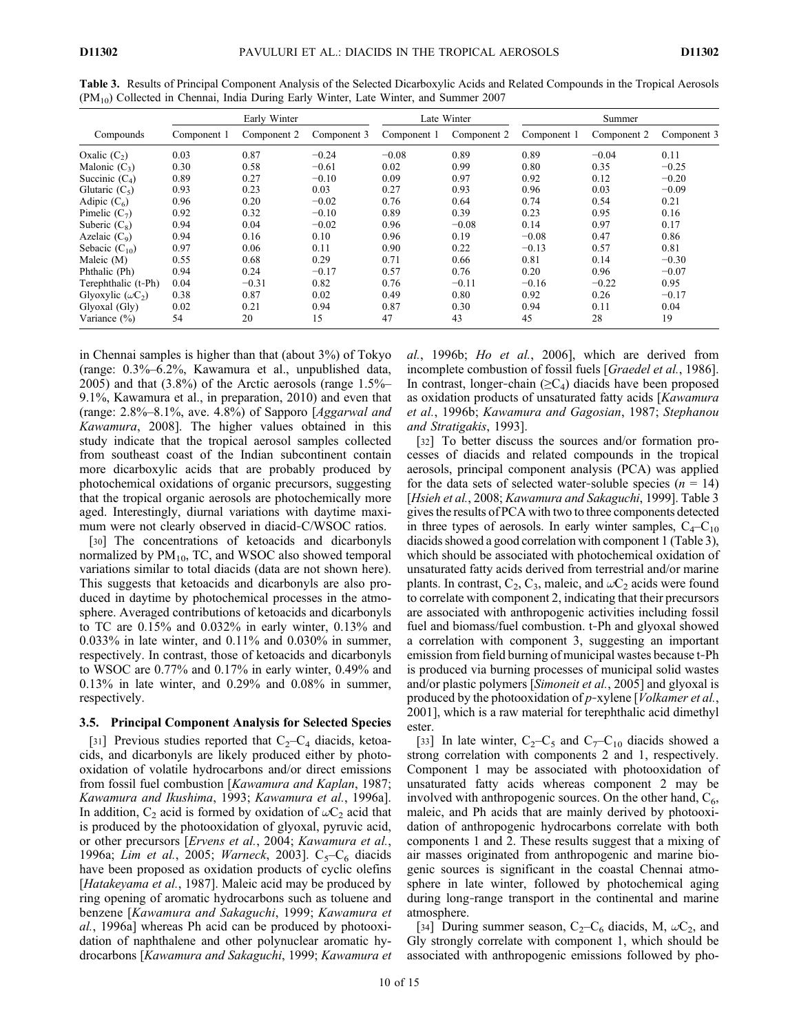**Table 3.** Results of Principal Component Analysis of the Selected Dicarboxylic Acids and Related Compounds in the Tropical Aerosols ($PM_{10}$) Collected in Chennai, India During Early Winter, Late Winter, and Summer 2007

| Compounds | Early Winter | | | Late Winter | | Summer | | |
|---|---|---|---|---|---|---|---|---|
| | Component 1 | Component 2 | Component 3 | Component 1 | Component 2 | Component 1 | Component 2 | Component 3 |
| Oxalic ($C_2$) | 0.03 | 0.87 | −0.24 | −0.08 | 0.89 | 0.89 | −0.04 | 0.11 |
| Malonic ($C_3$) | 0.30 | 0.58 | −0.61 | 0.02 | 0.99 | 0.80 | 0.35 | −0.25 |
| Succinic ($C_4$) | 0.89 | 0.27 | −0.10 | 0.09 | 0.97 | 0.92 | 0.12 | −0.20 |
| Glutaric ($C_5$) | 0.93 | 0.23 | 0.03 | 0.27 | 0.93 | 0.96 | 0.03 | −0.09 |
| Adipic ($C_6$) | 0.96 | 0.20 | −0.02 | 0.76 | 0.64 | 0.74 | 0.54 | 0.21 |
| Pimelic ($C_7$) | 0.92 | 0.32 | −0.10 | 0.89 | 0.39 | 0.23 | 0.95 | 0.16 |
| Suberic ($C_8$) | 0.94 | 0.04 | −0.02 | 0.96 | −0.08 | 0.14 | 0.97 | 0.17 |
| Azelaic ($C_9$) | 0.94 | 0.16 | 0.10 | 0.96 | 0.19 | −0.08 | 0.47 | 0.86 |
| Sebacic ($C_{10}$) | 0.97 | 0.06 | 0.11 | 0.90 | 0.22 | −0.13 | 0.57 | 0.81 |
| Maleic (M) | 0.55 | 0.68 | 0.29 | 0.71 | 0.66 | 0.81 | 0.14 | −0.30 |
| Phthalic (Ph) | 0.94 | 0.24 | −0.17 | 0.57 | 0.76 | 0.20 | 0.96 | −0.07 |
| Terephthalic (t-Ph) | 0.04 | −0.31 | 0.82 | 0.76 | −0.11 | −0.16 | −0.22 | 0.95 |
| Glyoxylic ($\omega C_2$) | 0.38 | 0.87 | 0.02 | 0.49 | 0.80 | 0.92 | 0.26 | −0.17 |
| Glyoxal (Gly) | 0.02 | 0.21 | 0.94 | 0.87 | 0.30 | 0.94 | 0.11 | 0.04 |
| Variance (%) | 54 | 20 | 15 | 47 | 43 | 45 | 28 | 19 |

in Chennai samples is higher than that (about 3%) of Tokyo (range: 0.3%–6.2%, Kawamura et al., unpublished data, 2005) and that (3.8%) of the Arctic aerosols (range 1.5%–9.1%, Kawamura et al., in preparation, 2010) and even that (range: 2.8%–8.1%, ave. 4.8%) of Sapporo [*Aggarwal and Kawamura*, 2008]. The higher values obtained in this study indicate that the tropical aerosol samples collected from southeast coast of the Indian subcontinent contain more dicarboxylic acids that are probably produced by photochemical oxidations of organic precursors, suggesting that the tropical organic aerosols are photochemically more aged. Interestingly, diurnal variations with daytime maximum were not clearly observed in diacid-C/WSOC ratios.

[30] The concentrations of ketoacids and dicarbonyls normalized by $PM_{10}$, TC, and WSOC also showed temporal variations similar to total diacids (data are not shown here). This suggests that ketoacids and dicarbonyls are also produced in daytime by photochemical processes in the atmosphere. Averaged contributions of ketoacids and dicarbonyls to TC are 0.15% and 0.032% in early winter, 0.13% and 0.033% in late winter, and 0.11% and 0.030% in summer, respectively. In contrast, those of ketoacids and dicarbonyls to WSOC are 0.77% and 0.17% in early winter, 0.49% and 0.13% in late winter, and 0.29% and 0.08% in summer, respectively.

### 3.5. Principal Component Analysis for Selected Species

[31] Previous studies reported that $C_2$–$C_4$ diacids, ketoacids, and dicarbonyls are likely produced either by photooxidation of volatile hydrocarbons and/or direct emissions from fossil fuel combustion [*Kawamura and Kaplan*, 1987; *Kawamura and Ikushima*, 1993; *Kawamura et al.*, 1996a]. In addition, $C_2$ acid is formed by oxidation of $\omega C_2$ acid that is produced by the photooxidation of glyoxal, pyruvic acid, or other precursors [*Ervens et al.*, 2004; *Kawamura et al.*, 1996a; *Lim et al.*, 2005; *Warneck*, 2003]. $C_5$–$C_6$ diacids have been proposed as oxidation products of cyclic olefins [*Hatakeyama et al.*, 1987]. Maleic acid may be produced by ring opening of aromatic hydrocarbons such as toluene and benzene [*Kawamura and Sakaguchi*, 1999; *Kawamura et al.*, 1996a] whereas Ph acid can be produced by photooxidation of naphthalene and other polynuclear aromatic hydrocarbons [*Kawamura and Sakaguchi*, 1999; *Kawamura et al.*, 1996b; *Ho et al.*, 2006], which are derived from incomplete combustion of fossil fuels [*Graedel et al.*, 1986]. In contrast, longer-chain ($\geq C_4$) diacids have been proposed as oxidation products of unsaturated fatty acids [*Kawamura et al.*, 1996b; *Kawamura and Gagosian*, 1987; *Stephanou and Stratigakis*, 1993].

[32] To better discuss the sources and/or formation processes of diacids and related compounds in the tropical aerosols, principal component analysis (PCA) was applied for the data sets of selected water-soluble species ($n = 14$) [*Hsieh et al.*, 2008; *Kawamura and Sakaguchi*, 1999]. Table 3 gives the results of PCA with two to three components detected in three types of aerosols. In early winter samples, $C_4$–$C_{10}$ diacids showed a good correlation with component 1 (Table 3), which should be associated with photochemical oxidation of unsaturated fatty acids derived from terrestrial and/or marine plants. In contrast, $C_2$, $C_3$, maleic, and $\omega C_2$ acids were found to correlate with component 2, indicating that their precursors are associated with anthropogenic activities including fossil fuel and biomass/fuel combustion. t-Ph and glyoxal showed a correlation with component 3, suggesting an important emission from field burning of municipal wastes because t-Ph is produced via burning processes of municipal solid wastes and/or plastic polymers [*Simoneit et al.*, 2005] and glyoxal is produced by the photooxidation of *p*-xylene [*Volkamer et al.*, 2001], which is a raw material for terephthalic acid dimethyl ester.

[33] In late winter, $C_2$–$C_5$ and $C_7$–$C_{10}$ diacids showed a strong correlation with components 2 and 1, respectively. Component 1 may be associated with photooxidation of unsaturated fatty acids whereas component 2 may be involved with anthropogenic sources. On the other hand, $C_6$, maleic, and Ph acids that are mainly derived by photooxidation of anthropogenic hydrocarbons correlate with both components 1 and 2. These results suggest that a mixing of air masses originated from anthropogenic and marine biogenic sources is significant in the coastal Chennai atmosphere in late winter, followed by photochemical aging during long-range transport in the continental and marine atmosphere.

[34] During summer season, $C_2$–$C_6$ diacids, M, $\omega C_2$, and Gly strongly correlate with component 1, which should be associated with anthropogenic emissions followed by pho-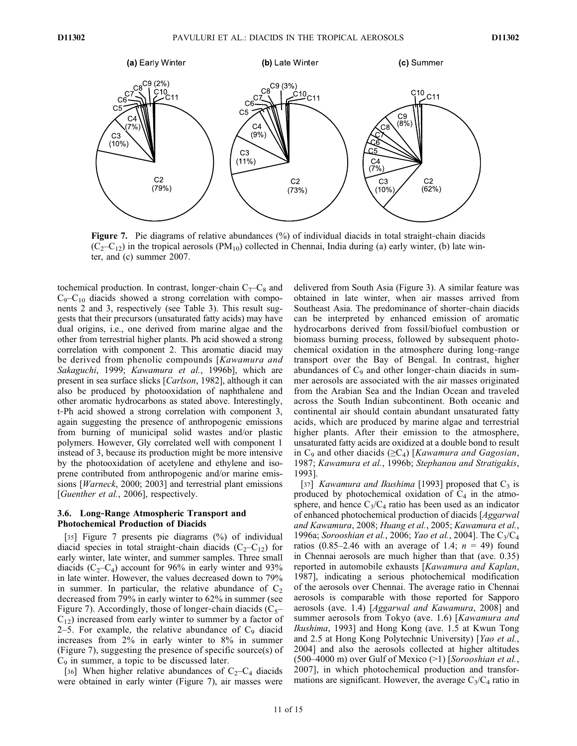**Figure 7.** Pie diagrams of relative abundances (%) of individual diacids in total straight-chain diacids ($C_2$–$C_{12}$) in the tropical aerosols ($PM_{10}$) collected in Chennai, India during (a) early winter, (b) late winter, and (c) summer 2007.

tochemical production. In contrast, longer-chain $C_7$–$C_8$ and $C_9$–$C_{10}$ diacids showed a strong correlation with components 2 and 3, respectively (see Table 3). This result suggests that their precursors (unsaturated fatty acids) may have dual origins, i.e., one derived from marine algae and the other from terrestrial higher plants. Ph acid showed a strong correlation with component 2. This aromatic diacid may be derived from phenolic compounds [*Kawamura and Sakaguchi*, 1999; *Kawamura et al.*, 1996b], which are present in sea surface slicks [*Carlson*, 1982], although it can also be produced by photooxidation of naphthalene and other aromatic hydrocarbons as stated above. Interestingly, t-Ph acid showed a strong correlation with component 3, again suggesting the presence of anthropogenic emissions from burning of municipal solid wastes and/or plastic polymers. However, Gly correlated well with component 1 instead of 3, because its production might be more intensive by the photooxidation of acetylene and ethylene and isoprene contributed from anthropogenic and/or marine emissions [*Warneck*, 2000; 2003] and terrestrial plant emissions [*Guenther et al.*, 2006], respectively.

### 3.6. Long-Range Atmospheric Transport and Photochemical Production of Diacids

[35] Figure 7 presents pie diagrams (%) of individual diacid species in total straight-chain diacids ($C_2$–$C_{12}$) for early winter, late winter, and summer samples. Three small diacids ($C_2$–$C_4$) account for 96% in early winter and 93% in late winter. However, the values decreased down to 79% in summer. In particular, the relative abundance of $C_2$ decreased from 79% in early winter to 62% in summer (see Figure 7). Accordingly, those of longer-chain diacids ($C_5$–$C_{12}$) increased from early winter to summer by a factor of 2–5. For example, the relative abundance of $C_9$ diacid increases from 2% in early winter to 8% in summer (Figure 7), suggesting the presence of specific source(s) of $C_9$ in summer, a topic to be discussed later.

[36] When higher relative abundances of $C_2$–$C_4$ diacids were obtained in early winter (Figure 7), air masses were delivered from South Asia (Figure 3). A similar feature was obtained in late winter, when air masses arrived from Southeast Asia. The predominance of shorter-chain diacids can be interpreted by enhanced emission of aromatic hydrocarbons derived from fossil/biofuel combustion or biomass burning process, followed by subsequent photochemical oxidation in the atmosphere during long-range transport over the Bay of Bengal. In contrast, higher abundances of $C_9$ and other longer-chain diacids in summer aerosols are associated with the air masses originated from the Arabian Sea and the Indian Ocean and traveled across the South Indian subcontinent. Both oceanic and continental air should contain abundant unsaturated fatty acids, which are produced by marine algae and terrestrial higher plants. After their emission to the atmosphere, unsaturated fatty acids are oxidized at a double bond to result in $C_9$ and other diacids ($\geq C_4$) [*Kawamura and Gagosian*, 1987; *Kawamura et al.*, 1996b; *Stephanou and Stratigakis*, 1993].

[37] *Kawamura and Ikushima* [1993] proposed that $C_3$ is produced by photochemical oxidation of $C_4$ in the atmosphere, and hence $C_3/C_4$ ratio has been used as an indicator of enhanced photochemical production of diacids [*Aggarwal and Kawamura*, 2008; *Huang et al.*, 2005; *Kawamura et al.*, 1996a; *Sorooshian et al.*, 2006; *Yao et al.*, 2004]. The $C_3/C_4$ ratios (0.85–2.46 with an average of 1.4; $n$ = 49) found in Chennai aerosols are much higher than that (ave. 0.35) reported in automobile exhausts [*Kawamura and Kaplan*, 1987], indicating a serious photochemical modification of the aerosols over Chennai. The average ratio in Chennai aerosols is comparable with those reported for Sapporo aerosols (ave. 1.4) [*Aggarwal and Kawamura*, 2008] and summer aerosols from Tokyo (ave. 1.6) [*Kawamura and Ikushima*, 1993] and Hong Kong (ave. 1.5 at Kwun Tong and 2.5 at Hong Kong Polytechnic University) [*Yao et al.*, 2004] and also the aerosols collected at higher altitudes (500–4000 m) over Gulf of Mexico (>1) [*Sorooshian et al.*, 2007], in which photochemical production and transformations are significant. However, the average $C_3/C_4$ ratio in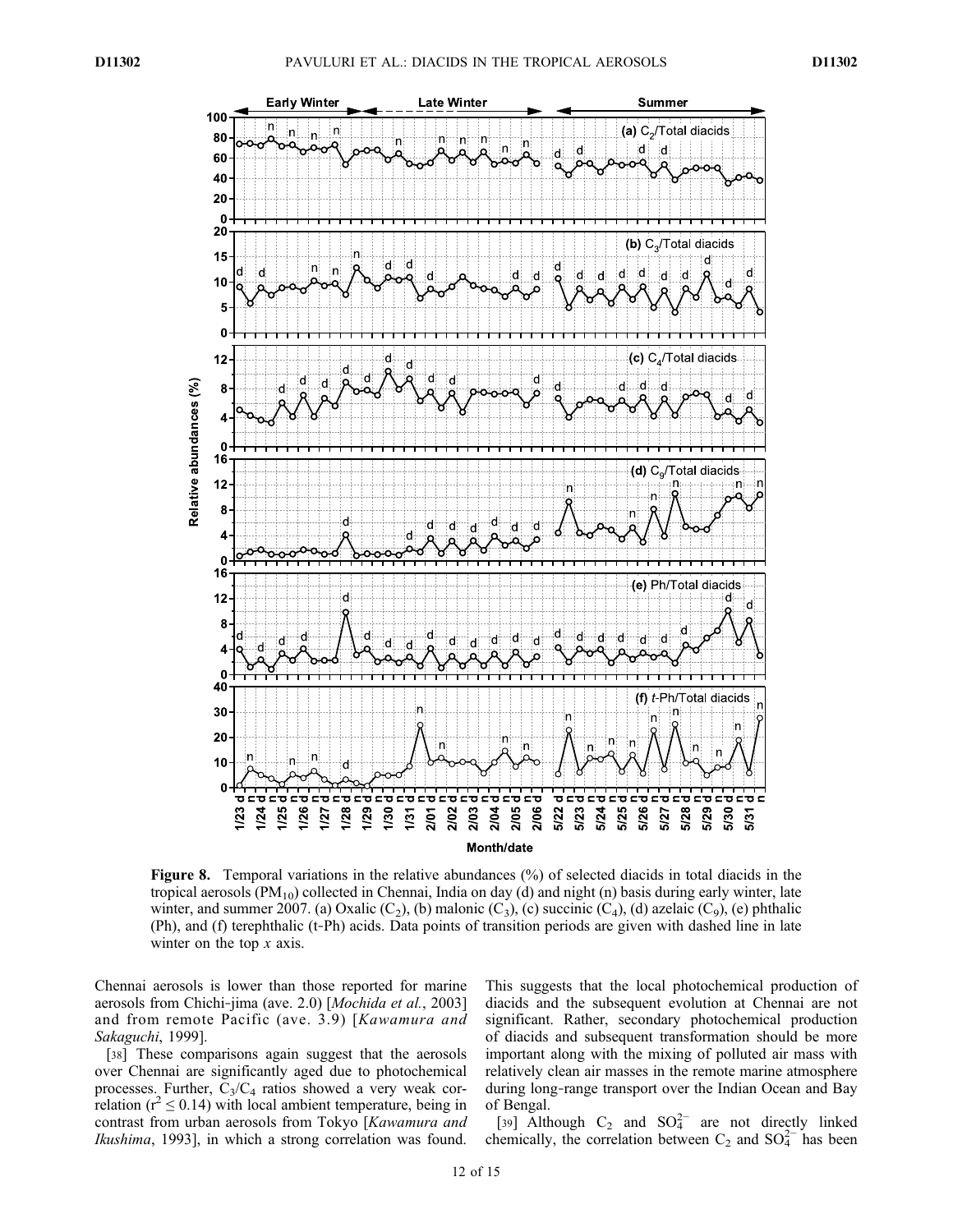**Figure 8.** Temporal variations in the relative abundances (%) of selected diacids in total diacids in the tropical aerosols ($PM_{10}$) collected in Chennai, India on day (d) and night (n) basis during early winter, late winter, and summer 2007. (a) Oxalic ($C_2$), (b) malonic ($C_3$), (c) succinic ($C_4$), (d) azelaic ($C_9$), (e) phthalic (Ph), and (f) terephthalic (t-Ph) acids. Data points of transition periods are given with dashed line in late winter on the top $x$ axis.

Chennai aerosols is lower than those reported for marine aerosols from Chichi-jima (ave. 2.0) [*Mochida et al.*, 2003] and from remote Pacific (ave. 3.9) [*Kawamura and Sakaguchi*, 1999].

[38] These comparisons again suggest that the aerosols over Chennai are significantly aged due to photochemical processes. Further, $C_3/C_4$ ratios showed a very weak correlation ($r^2 \leq 0.14$) with local ambient temperature, being in contrast from urban aerosols from Tokyo [*Kawamura and Ikushima*, 1993], in which a strong correlation was found. This suggests that the local photochemical production of diacids and the subsequent evolution at Chennai are not significant. Rather, secondary photochemical production of diacids and subsequent transformation should be more important along with the mixing of polluted air mass with relatively clean air masses in the remote marine atmosphere during long-range transport over the Indian Ocean and Bay of Bengal.

[39] Although $C_2$ and $SO_4^{2-}$ are not directly linked chemically, the correlation between $C_2$ and $SO_4^{2-}$ has been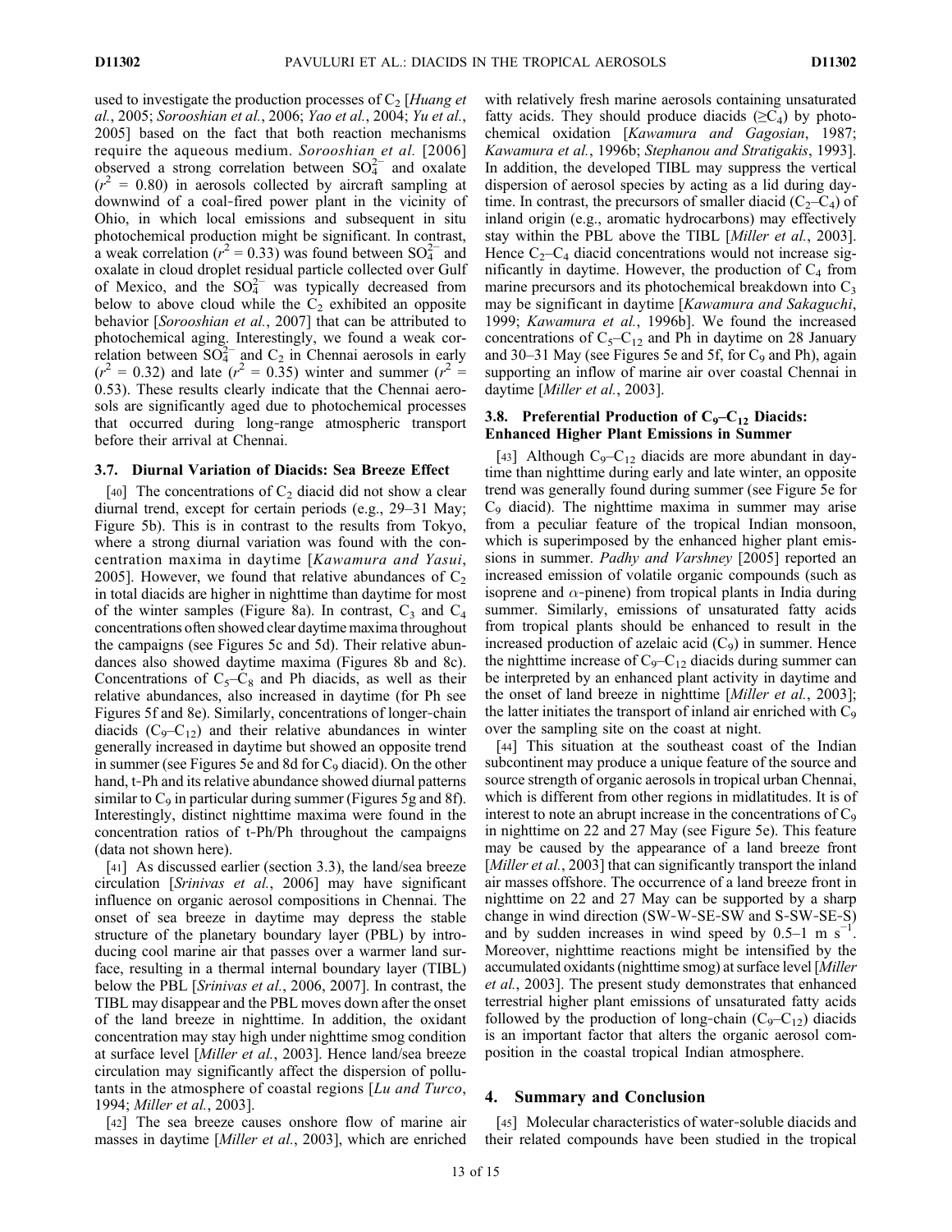used to investigate the production processes of $C_2$ [*Huang et al.*, 2005; *Sorooshian et al.*, 2006; *Yao et al.*, 2004; *Yu et al.*, 2005] based on the fact that both reaction mechanisms require the aqueous medium. *Sorooshian et al.* [2006] observed a strong correlation between $SO_4^{2-}$ and oxalate ($r^2$ = 0.80) in aerosols collected by aircraft sampling at downwind of a coal-fired power plant in the vicinity of Ohio, in which local emissions and subsequent in situ photochemical production might be significant. In contrast, a weak correlation ($r^2$ = 0.33) was found between $SO_4^{2-}$ and oxalate in cloud droplet residual particle collected over Gulf of Mexico, and the $SO_4^{2-}$ was typically decreased from below to above cloud while the $C_2$ exhibited an opposite behavior [*Sorooshian et al.*, 2007] that can be attributed to photochemical aging. Interestingly, we found a weak correlation between $SO_4^{2-}$ and $C_2$ in Chennai aerosols in early ($r^2$ = 0.32) and late ($r^2$ = 0.35) winter and summer ($r^2$ = 0.53). These results clearly indicate that the Chennai aerosols are significantly aged due to photochemical processes that occurred during long-range atmospheric transport before their arrival at Chennai.

### 3.7. Diurnal Variation of Diacids: Sea Breeze Effect

[40] The concentrations of $C_2$ diacid did not show a clear diurnal trend, except for certain periods (e.g., 29–31 May; Figure 5b). This is in contrast to the results from Tokyo, where a strong diurnal variation was found with the concentration maxima in daytime [*Kawamura and Yasui*, 2005]. However, we found that relative abundances of $C_2$ in total diacids are higher in nighttime than daytime for most of the winter samples (Figure 8a). In contrast, $C_3$ and $C_4$ concentrations often showed clear daytime maxima throughout the campaigns (see Figures 5c and 5d). Their relative abundances also showed daytime maxima (Figures 8b and 8c). Concentrations of $C_5$–$C_8$ and Ph diacids, as well as their relative abundances, also increased in daytime (for Ph see Figures 5f and 8e). Similarly, concentrations of longer-chain diacids ($C_9$–$C_{12}$) and their relative abundances in winter generally increased in daytime but showed an opposite trend in summer (see Figures 5e and 8d for $C_9$ diacid). On the other hand, t-Ph and its relative abundance showed diurnal patterns similar to $C_9$ in particular during summer (Figures 5g and 8f). Interestingly, distinct nighttime maxima were found in the concentration ratios of t-Ph/Ph throughout the campaigns (data not shown here).

[41] As discussed earlier (section 3.3), the land/sea breeze circulation [*Srinivas et al.*, 2006] may have significant influence on organic aerosol compositions in Chennai. The onset of sea breeze in daytime may depress the stable structure of the planetary boundary layer (PBL) by introducing cool marine air that passes over a warmer land surface, resulting in a thermal internal boundary layer (TIBL) below the PBL [*Srinivas et al.*, 2006, 2007]. In contrast, the TIBL may disappear and the PBL moves down after the onset of the land breeze in nighttime. In addition, the oxidant concentration may stay high under nighttime smog condition at surface level [*Miller et al.*, 2003]. Hence land/sea breeze circulation may significantly affect the dispersion of pollutants in the atmosphere of coastal regions [*Lu and Turco*, 1994; *Miller et al.*, 2003].

[42] The sea breeze causes onshore flow of marine air masses in daytime [*Miller et al.*, 2003], which are enriched with relatively fresh marine aerosols containing unsaturated fatty acids. They should produce diacids ($\geq C_4$) by photochemical oxidation [*Kawamura and Gagosian*, 1987; *Kawamura et al.*, 1996b; *Stephanou and Stratigakis*, 1993]. In addition, the developed TIBL may suppress the vertical dispersion of aerosol species by acting as a lid during daytime. In contrast, the precursors of smaller diacid ($C_2$–$C_4$) of inland origin (e.g., aromatic hydrocarbons) may effectively stay within the PBL above the TIBL [*Miller et al.*, 2003]. Hence $C_2$–$C_4$ diacid concentrations would not increase significantly in daytime. However, the production of $C_4$ from marine precursors and its photochemical breakdown into $C_3$ may be significant in daytime [*Kawamura and Sakaguchi*, 1999; *Kawamura et al.*, 1996b]. We found the increased concentrations of $C_5$–$C_{12}$ and Ph in daytime on 28 January and 30–31 May (see Figures 5e and 5f, for $C_9$ and Ph), again supporting an inflow of marine air over coastal Chennai in daytime [*Miller et al.*, 2003].

### 3.8. Preferential Production of $C_9$–$C_{12}$ Diacids: Enhanced Higher Plant Emissions in Summer

[43] Although $C_9$–$C_{12}$ diacids are more abundant in daytime than nighttime during early and late winter, an opposite trend was generally found during summer (see Figure 5e for $C_9$ diacid). The nighttime maxima in summer may arise from a peculiar feature of the tropical Indian monsoon, which is superimposed by the enhanced higher plant emissions in summer. *Padhy and Varshney* [2005] reported an increased emission of volatile organic compounds (such as isoprene and $\alpha$-pinene) from tropical plants in India during summer. Similarly, emissions of unsaturated fatty acids from tropical plants should be enhanced to result in the increased production of azelaic acid ($C_9$) in summer. Hence the nighttime increase of $C_9$–$C_{12}$ diacids during summer can be interpreted by an enhanced plant activity in daytime and the onset of land breeze in nighttime [*Miller et al.*, 2003]; the latter initiates the transport of inland air enriched with $C_9$ over the sampling site on the coast at night.

[44] This situation at the southeast coast of the Indian subcontinent may produce a unique feature of the source and source strength of organic aerosols in tropical urban Chennai, which is different from other regions in midlatitudes. It is of interest to note an abrupt increase in the concentrations of $C_9$ in nighttime on 22 and 27 May (see Figure 5e). This feature may be caused by the appearance of a land breeze front [*Miller et al.*, 2003] that can significantly transport the inland air masses offshore. The occurrence of a land breeze front in nighttime on 22 and 27 May can be supported by a sharp change in wind direction (SW-W-SE-SW and S-SW-SE-S) and by sudden increases in wind speed by 0.5–1 m $s^{-1}$. Moreover, nighttime reactions might be intensified by the accumulated oxidants (nighttime smog) at surface level [*Miller et al.*, 2003]. The present study demonstrates that enhanced terrestrial higher plant emissions of unsaturated fatty acids followed by the production of long-chain ($C_9$–$C_{12}$) diacids is an important factor that alters the organic aerosol composition in the coastal tropical Indian atmosphere.

## 4. Summary and Conclusion

[45] Molecular characteristics of water-soluble diacids and their related compounds have been studied in the tropical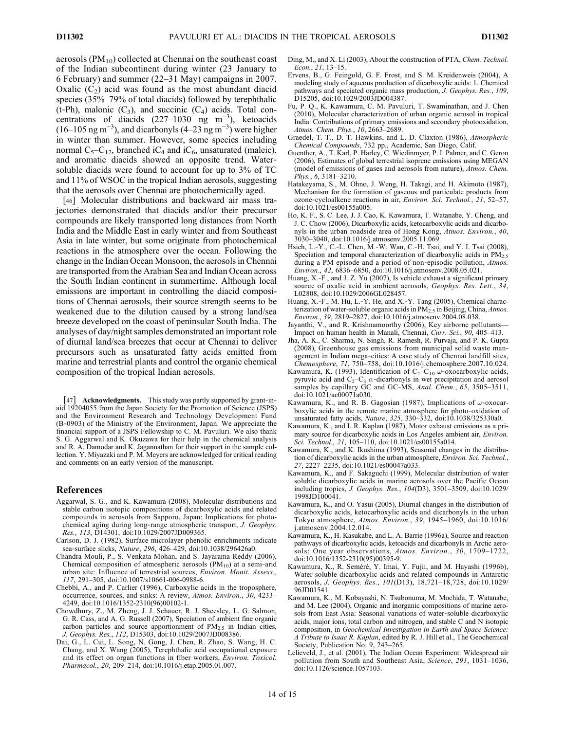aerosols ($PM_{10}$) collected at Chennai on the southeast coast of the Indian subcontinent during winter (23 January to 6 February) and summer (22–31 May) campaigns in 2007. Oxalic ($C_2$) acid was found as the most abundant diacid species (35%–79% of total diacids) followed by terephthalic (t-Ph), malonic ($C_3$), and succinic ($C_4$) acids. Total concentrations of diacids (227–1030 ng $m^{-3}$), ketoacids (16–105 ng $m^{-3}$), and dicarbonyls (4–23 ng $m^{-3}$) were higher in winter than summer. However, some species including normal $C_5$–$C_{12}$, branched $iC_4$ and $iC_6$, unsaturated (maleic), and aromatic diacids showed an opposite trend. Water-soluble diacids were found to account for up to 3% of TC and 11% of WSOC in the tropical Indian aerosols, suggesting that the aerosols over Chennai are photochemically aged.

[46] Molecular distributions and backward air mass trajectories demonstrated that diacids and/or their precursor compounds are likely transported long distances from North India and the Middle East in early winter and from Southeast Asia in late winter, but some originate from photochemical reactions in the atmosphere over the ocean. Following the change in the Indian Ocean Monsoon, the aerosols in Chennai are transported from the Arabian Sea and Indian Ocean across the South Indian continent in summertime. Although local emissions are important in controlling the diacid compositions of Chennai aerosols, their source strength seems to be weakened due to the dilution caused by a strong land/sea breeze developed on the coast of peninsular South India. The analyses of day/night samples demonstrated an important role of diurnal land/sea breezes that occur at Chennai to deliver precursors such as unsaturated fatty acids emitted from marine and terrestrial plants and control the organic chemical composition of the tropical Indian aerosols.

[47] **Acknowledgments.** This study was partly supported by grant-in-aid 19204055 from the Japan Society for the Promotion of Science (JSPS) and the Environment Research and Technology Development Fund (B-0903) of the Ministry of the Environment, Japan. We appreciate the financial support of a JSPS Fellowship to C. M. Pavuluri. We also thank S. G. Aggarwal and K. Okuzawa for their help in the chemical analysis and R. A. Damodar and K. Jagannathan for their support in the sample collection. Y. Miyazaki and P. M. Meyers are acknowledged for critical reading and comments on an early version of the manuscript.

## References

Aggarwal, S. G., and K. Kawamura (2008), Molecular distributions and stable carbon isotopic compositions of dicarboxylic acids and related compounds in aerosols from Sapporo, Japan: Implications for photochemical aging during long-range atmospheric transport, *J. Geophys. Res.*, *113*, D14301, doi:10.1029/2007JD009365.

Carlson, D. J. (1982), Surface microlayer phenolic enrichments indicate sea-surface slicks, *Nature*, *296*, 426–429, doi:10.1038/296426a0.

Chandra Mouli, P., S. Venkata Mohan, and S. Jayarama Reddy (2006), Chemical composition of atmospheric aerosols ($PM_{10}$) at a semi-arid urban site: Influence of terrestrial sources, *Environ. Monit. Assess.*, *117*, 291–305, doi:10.1007/s10661-006-0988-6.

Chebbi, A., and P. Carlier (1996), Carboxylic acids in the troposphere, occurrence, sources, and sinks: A review, *Atmos. Environ.*, *30*, 4233–4249, doi:10.1016/1352-2310(96)00102-1.

Chowdhury, Z., M. Zheng, J. J. Schauer, R. J. Sheesley, L. G. Salmon, G. R. Cass, and A. G. Russell (2007), Speciation of ambient fine organic carbon particles and source apportionment of $PM_{2.5}$ in Indian cities, *J. Geophys. Res.*, *112*, D15303, doi:10.1029/2007JD008386.

Dai, G., L. Cui, L. Song, N. Gong, J. Chen, R. Zhao, S. Wang, H. C. Chang, and X. Wang (2005), Terephthalic acid occupational exposure and its effect on organ functions in fiber workers, *Environ. Toxicol. Pharmacol.*, *20*, 209–214, doi:10.1016/j.etap.2005.01.007.

Ding, M., and X. Li (2003), About the construction of PTA, *Chem. Technol. Econ.*, *21*, 13–15.

Ervens, B., G. Feingold, G. F. Frost, and S. M. Kreidenweis (2004), A modeling study of aqueous production of dicarboxylic acids: 1. Chemical pathways and speciated organic mass production, *J. Geophys. Res.*, *109*, D15205, doi:10.1029/2003JD004387.

Fu, P. Q., K. Kawamura, C. M. Pavuluri, T. Swaminathan, and J. Chen (2010), Molecular characterization of urban organic aerosol in tropical India: Contributions of primary emissions and secondary photooxidation, *Atmos. Chem. Phys.*, *10*, 2663–2689.

Graedel, T. T., D. T. Hawkins, and L. D. Claxton (1986), *Atmospheric Chemical Compounds*, 732 pp., Academic, San Diego, Calif.

Guenther, A., T. Karl, P. Harley, C. Wiedinmyer, P. I. Palmer, and C. Geron (2006), Estimates of global terrestrial isoprene emissions using MEGAN (model of emissions of gases and aerosols from nature), *Atmos. Chem. Phys.*, *6*, 3181–3210.

Hatakeyama, S., M. Ohno, J. Weng, H. Takagi, and H. Akimoto (1987), Mechanism for the formation of gaseous and particulate products from ozone-cycloalkene reactions in air, *Environ. Sci. Technol.*, *21*, 52–57, doi:10.1021/es00155a005.

Ho, K. F., S. C. Lee, J. J. Cao, K. Kawamura, T. Watanabe, Y. Cheng, and J. C. Chow (2006), Dicarboxylic acids, ketocarboxylic acids and dicarbonyls in the urban roadside area of Hong Kong, *Atmos. Environ.*, *40*, 3030–3040, doi:10.1016/j.atmosenv.2005.11.069.

Hsieh, L.-Y., C.-L. Chen, M.-W. Wan, C.-H. Tsai, and Y. I. Tsai (2008), Speciation and temporal characterization of dicarboxylic acids in $PM_{2.5}$ during a PM episode and a period of non-episodic pollution, *Atmos. Environ.*, *42*, 6836–6850, doi:10.1016/j.atmosenv.2008.05.021.

Huang, X.-F., and J. Z. Yu (2007), Is vehicle exhaust a significant primary source of oxalic acid in ambient aerosols, *Geophys. Res. Lett.*, *34*, L02808, doi:10.1029/2006GL028457.

Huang, X.-F., M. Hu, L.-Y. He, and X.-Y. Tang (2005), Chemical characterization of water-soluble organic acids in $PM_{2.5}$ in Beijing, China, *Atmos. Environ.*, *39*, 2819–2827, doi:10.1016/j.atmosenv.2004.08.038.

Jayanthi, V., and R. Krishnamoorthy (2006), Key airborne pollutants—Impact on human health in Manali, Chennai, *Curr. Sci.*, *90*, 405–413.

Jha, A. K., C. Sharma, N. Singh, R. Ramesh, R. Purvaja, and P. K. Gupta (2008), Greenhouse gas emissions from municipal solid waste management in Indian mega-cities: A case study of Chennai landfill sites, *Chemosphere*, *71*, 750–758, doi:10.1016/j.chemosphere.2007.10.024.

Kawamura, K. (1993), Identification of $C_2$–$C_{10}$ $\omega$-oxocarboxylic acids, pyruvic acid and $C_2$–$C_3$ $\alpha$-dicarbonyls in wet precipitation and aerosol samples by capillary GC and GC-MS, *Anal. Chem.*, *65*, 3505–3511, doi:10.1021/ac00071a030.

Kawamura, K., and R. B. Gagosian (1987), Implications of $\omega$-oxocarboxylic acids in the remote marine atmosphere for photo-oxidation of unsaturated fatty acids, *Nature*, *325*, 330–332, doi:10.1038/325330a0.

Kawamura, K., and I. R. Kaplan (1987), Motor exhaust emissions as a primary source for dicarboxylic acids in Los Angeles ambient air, *Environ. Sci. Technol.*, *21*, 105–110, doi:10.1021/es00155a014.

Kawamura, K., and K. Ikushima (1993), Seasonal changes in the distribution of dicarboxylic acids in the urban atmosphere, *Environ. Sci. Technol.*, *27*, 2227–2235, doi:10.1021/es00047a033.

Kawamura, K., and F. Sakaguchi (1999), Molecular distribution of water soluble dicarboxylic acids in marine aerosols over the Pacific Ocean including tropics, *J. Geophys. Res.*, *104*(D3), 3501–3509, doi:10.1029/1998JD100041.

Kawamura, K., and O. Yasui (2005), Diurnal changes in the distribution of dicarboxylic acids, ketocarboxylic acids and dicarbonyls in the urban Tokyo atmosphere, *Atmos. Environ.*, *39*, 1945–1960, doi:10.1016/j.atmosenv.2004.12.014.

Kawamura, K., H. Kasukabe, and L. A. Barrie (1996a), Source and reaction pathways of dicarboxylic acids, ketoacids and dicarbonyls in Arctic aerosols: One year observations, *Atmos. Environ.*, *30*, 1709–1722, doi:10.1016/1352-2310(95)00395-9.

Kawamura, K., R. Seméré, Y. Imai, Y. Fujii, and M. Hayashi (1996b), Water soluble dicarboxylic acids and related compounds in Antarctic aerosols, *J. Geophys. Res.*, *101*(D13), 18,721–18,728, doi:10.1029/96JD01541.

Kawamura, K., M. Kobayashi, N. Tsubonuma, M. Mochida, T. Watanabe, and M. Lee (2004), Organic and inorganic compositions of marine aerosols from East Asia: Seasonal variations of water-soluble dicarboxylic acids, major ions, total carbon and nitrogen, and stable C and N isotopic composition, in *Geochemical Investigation in Earth and Space Science: A Tribute to Isaac R. Kaplan*, edited by R. J. Hill et al., The Geochemical Society, Publication No. 9, 243–265.

Lelieveld, J., et al. (2001), The Indian Ocean Experiment: Widespread air pollution from South and Southeast Asia, *Science*, *291*, 1031–1036, doi:10.1126/science.1057103.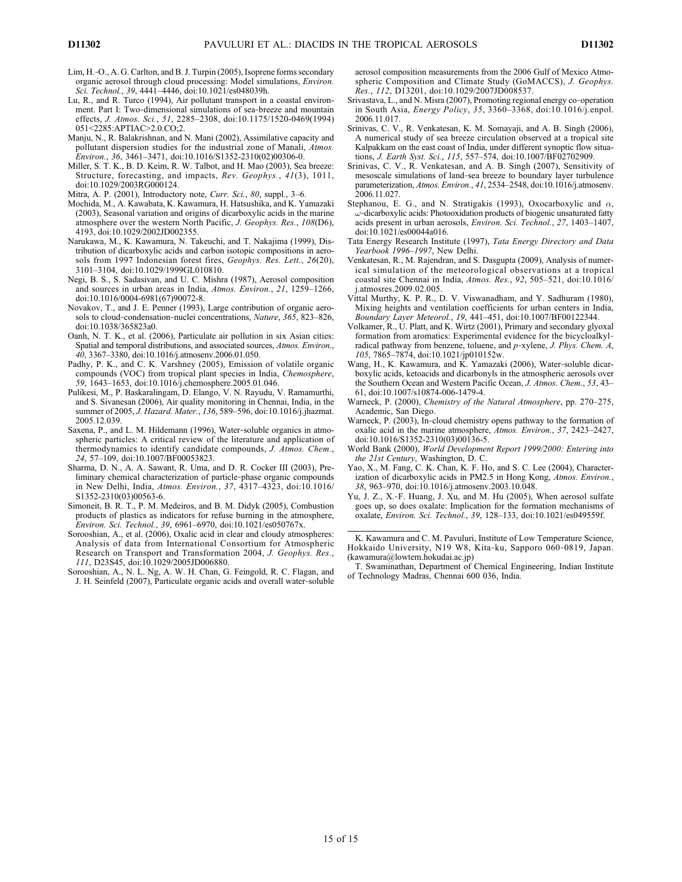Lim, H.-O., A. G. Carlton, and B. J. Turpin (2005), Isoprene forms secondary organic aerosol through cloud processing: Model simulations, *Environ. Sci. Technol.*, *39*, 4441–4446, doi:10.1021/es048039h.

Lu, R., and R. Turco (1994), Air pollutant transport in a coastal environment. Part I: Two-dimensional simulations of sea-breeze and mountain effects, *J. Atmos. Sci.*, *51*, 2285–2308, doi:10.1175/1520-0469(1994)051<2285:APTIAC>2.0.CO;2.

Manju, N., R. Balakrishnan, and N. Mani (2002), Assimilative capacity and pollutant dispersion studies for the industrial zone of Manali, *Atmos. Environ.*, *36*, 3461–3471, doi:10.1016/S1352-2310(02)00306-0.

Miller, S. T. K., B. D. Keim, R. W. Talbot, and H. Mao (2003), Sea breeze: Structure, forecasting, and impacts, *Rev. Geophys.*, *41*(3), 1011, doi:10.1029/2003RG000124.

Mitra, A. P. (2001), Introductory note, *Curr. Sci.*, *80*, suppl., 3–6.

Mochida, M., A. Kawabata, K. Kawamura, H. Hatsushika, and K. Yamazaki (2003), Seasonal variation and origins of dicarboxylic acids in the marine atmosphere over the western North Pacific, *J. Geophys. Res.*, *108*(D6), 4193, doi:10.1029/2002JD002355.

Narukawa, M., K. Kawamura, N. Takeuchi, and T. Nakajima (1999), Distribution of dicarboxylic acids and carbon isotopic compositions in aerosols from 1997 Indonesian forest fires, *Geophys. Res. Lett.*, *26*(20), 3101–3104, doi:10.1029/1999GL010810.

Negi, B. S., S. Sadasivan, and U. C. Mishra (1987), Aerosol composition and sources in urban areas in India, *Atmos. Environ.*, *21*, 1259–1266, doi:10.1016/0004-6981(67)90072-8.

Novakov, T., and J. E. Penner (1993), Large contribution of organic aerosols to cloud-condensation-nuclei concentrations, *Nature*, *365*, 823–826, doi:10.1038/365823a0.

Oanh, N. T. K., et al. (2006), Particulate air pollution in six Asian cities: Spatial and temporal distributions, and associated sources, *Atmos. Environ.*, *40*, 3367–3380, doi:10.1016/j.atmosenv.2006.01.050.

Padhy, P. K., and C. K. Varshney (2005), Emission of volatile organic compounds (VOC) from tropical plant species in India, *Chemosphere*, *59*, 1643–1653, doi:10.1016/j.chemosphere.2005.01.046.

Pulikesi, M., P. Baskaralingam, D. Elango, V. N. Rayudu, V. Ramamurthi, and S. Sivanesan (2006), Air quality monitoring in Chennai, India, in the summer of 2005, *J. Hazard. Mater.*, *136*, 589–596, doi:10.1016/j.jhazmat.2005.12.039.

Saxena, P., and L. M. Hildemann (1996), Water-soluble organics in atmospheric particles: A critical review of the literature and application of thermodynamics to identify candidate compounds, *J. Atmos. Chem.*, *24*, 57–109, doi:10.1007/BF00053823.

Sharma, D. N., A. A. Sawant, R. Uma, and D. R. Cocker III (2003), Preliminary chemical characterization of particle-phase organic compounds in New Delhi, India, *Atmos. Environ.*, *37*, 4317–4323, doi:10.1016/S1352-2310(03)00563-6.

Simoneit, B. R. T., P. M. Medeiros, and B. M. Didyk (2005), Combustion products of plastics as indicators for refuse burning in the atmosphere, *Environ. Sci. Technol.*, *39*, 6961–6970, doi:10.1021/es050767x.

Sorooshian, A., et al. (2006), Oxalic acid in clear and cloudy atmospheres: Analysis of data from International Consortium for Atmospheric Research on Transport and Transformation 2004, *J. Geophys. Res.*, *111*, D23S45, doi:10.1029/2005JD006880.

Sorooshian, A., N. L. Ng, A. W. H. Chan, G. Feingold, R. C. Flagan, and J. H. Seinfeld (2007), Particulate organic acids and overall water-soluble aerosol composition measurements from the 2006 Gulf of Mexico Atmospheric Composition and Climate Study (GoMACCS), *J. Geophys. Res.*, *112*, D13201, doi:10.1029/2007JD008537.

Srivastava, L., and N. Misra (2007), Promoting regional energy co-operation in South Asia, *Energy Policy*, *35*, 3360–3368, doi:10.1016/j.enpol.2006.11.017.

Srinivas, C. V., R. Venkatesan, K. M. Somayaji, and A. B. Singh (2006), A numerical study of sea breeze circulation observed at a tropical site Kalpakkam on the east coast of India, under different synoptic flow situations, *J. Earth Syst. Sci.*, *115*, 557–574, doi:10.1007/BF02702909.

Srinivas, C. V., R. Venkatesan, and A. B. Singh (2007), Sensitivity of mesoscale simulations of land-sea breeze to boundary layer turbulence parameterization, *Atmos. Environ.*, *41*, 2534–2548, doi:10.1016/j.atmosenv.2006.11.027.

Stephanou, E. G., and N. Stratigakis (1993), Oxocarboxylic and $\alpha$, $\omega$-dicarboxylic acids: Photooxidation products of biogenic unsaturated fatty acids present in urban aerosols, *Environ. Sci. Technol.*, *27*, 1403–1407, doi:10.1021/es00044a016.

Tata Energy Research Institute (1997), *Tata Energy Directory and Data Yearbook 1996–1997*, New Delhi.

Venkatesan, R., M. Rajendran, and S. Dasgupta (2009), Analysis of numerical simulation of the meteorological observations at a tropical coastal site Chennai in India, *Atmos. Res.*, *92*, 505–521, doi:10.1016/j.atmosres.2009.02.005.

Vittal Murthy, K. P. R., D. V. Viswanadham, and Y. Sadhuram (1980), Mixing heights and ventilation coefficients for urban centers in India, *Boundary Layer Meteorol.*, *19*, 441–451, doi:10.1007/BF00122344.

Volkamer, R., U. Platt, and K. Wirtz (2001), Primary and secondary glyoxal formation from aromatics: Experimental evidence for the bicycloalkyl-radical pathway from benzene, toluene, and *p*-xylene, *J. Phys. Chem. A*, *105*, 7865–7874, doi:10.1021/jp010152w.

Wang, H., K. Kawamura, and K. Yamazaki (2006), Water-soluble dicarboxylic acids, ketoacids and dicarbonyls in the atmospheric aerosols over the Southern Ocean and Western Pacific Ocean, *J. Atmos. Chem.*, *53*, 43–61, doi:10.1007/s10874-006-1479-4.

Warneck, P. (2000), *Chemistry of the Natural Atmosphere*, pp. 270–275, Academic, San Diego.

Warneck, P. (2003), In-cloud chemistry opens pathway to the formation of oxalic acid in the marine atmosphere, *Atmos. Environ.*, *37*, 2423–2427, doi:10.1016/S1352-2310(03)00136-5.

World Bank (2000), *World Development Report 1999/2000: Entering into the 21st Century*, Washington, D. C.

Yao, X., M. Fang, C. K. Chan, K. F. Ho, and S. C. Lee (2004), Characterization of dicarboxylic acids in PM2.5 in Hong Kong, *Atmos. Environ.*, *38*, 963–970, doi:10.1016/j.atmosenv.2003.10.048.

Yu, J. Z., X.-F. Huang, J. Xu, and M. Hu (2005), When aerosol sulfate goes up, so does oxalate: Implication for the formation mechanisms of oxalate, *Environ. Sci. Technol.*, *39*, 128–133, doi:10.1021/es049559f.

---

K. Kawamura and C. M. Pavuluri, Institute of Low Temperature Science, Hokkaido University, N19 W8, Kita-ku, Sapporo 060-0819, Japan. (kawamura@lowtem.hokudai.ac.jp)

T. Swaminathan, Department of Chemical Engineering, Indian Institute of Technology Madras, Chennai 600 036, India.